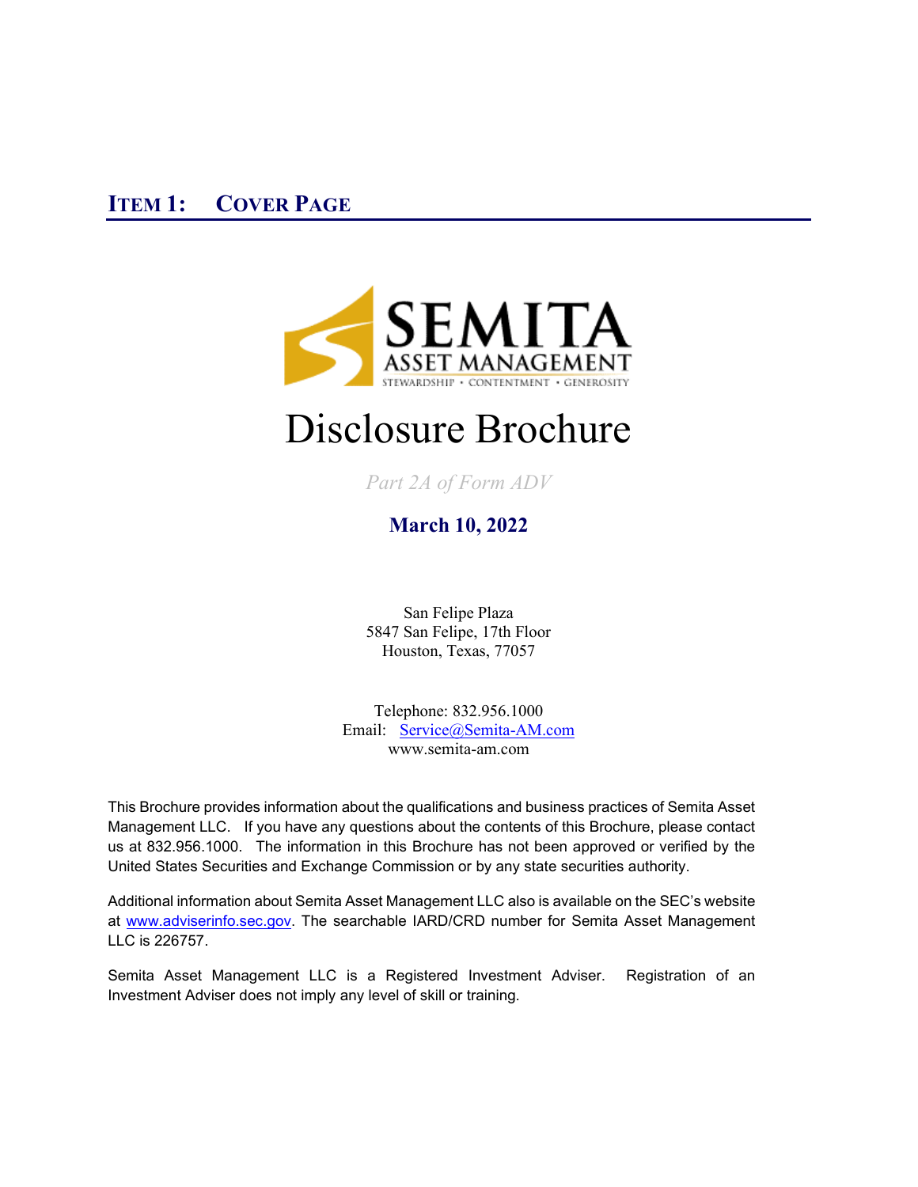# ITEM 1: COVER PAGE

SEMITA
ASSET MANAGEMENT
STEWARDSHIP • CONTENTMENT • GENEROSITY

# Disclosure Brochure

*Part 2A of Form ADV*

**March 10, 2022**

San Felipe Plaza
5847 San Felipe, 17th Floor
Houston, Texas, 77057

Telephone: 832.956.1000
Email: Service@Semita-AM.com
www.semita-am.com

This Brochure provides information about the qualifications and business practices of Semita Asset Management LLC. If you have any questions about the contents of this Brochure, please contact us at 832.956.1000. The information in this Brochure has not been approved or verified by the United States Securities and Exchange Commission or by any state securities authority.

Additional information about Semita Asset Management LLC also is available on the SEC's website at www.adviserinfo.sec.gov. The searchable IARD/CRD number for Semita Asset Management LLC is 226757.

Semita Asset Management LLC is a Registered Investment Adviser. Registration of an Investment Adviser does not imply any level of skill or training.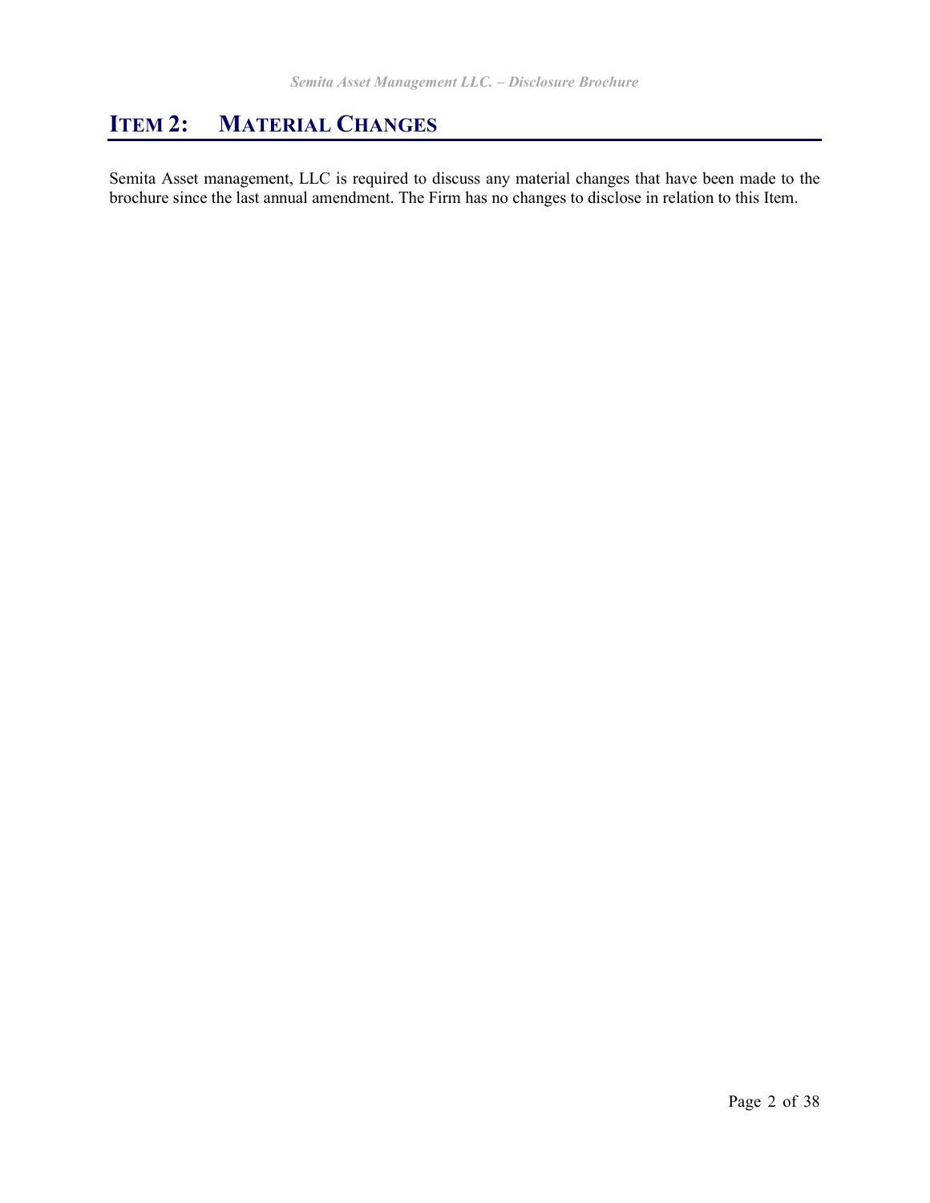## ITEM 2: MATERIAL CHANGES

Semita Asset management, LLC is required to discuss any material changes that have been made to the brochure since the last annual amendment. The Firm has no changes to disclose in relation to this Item.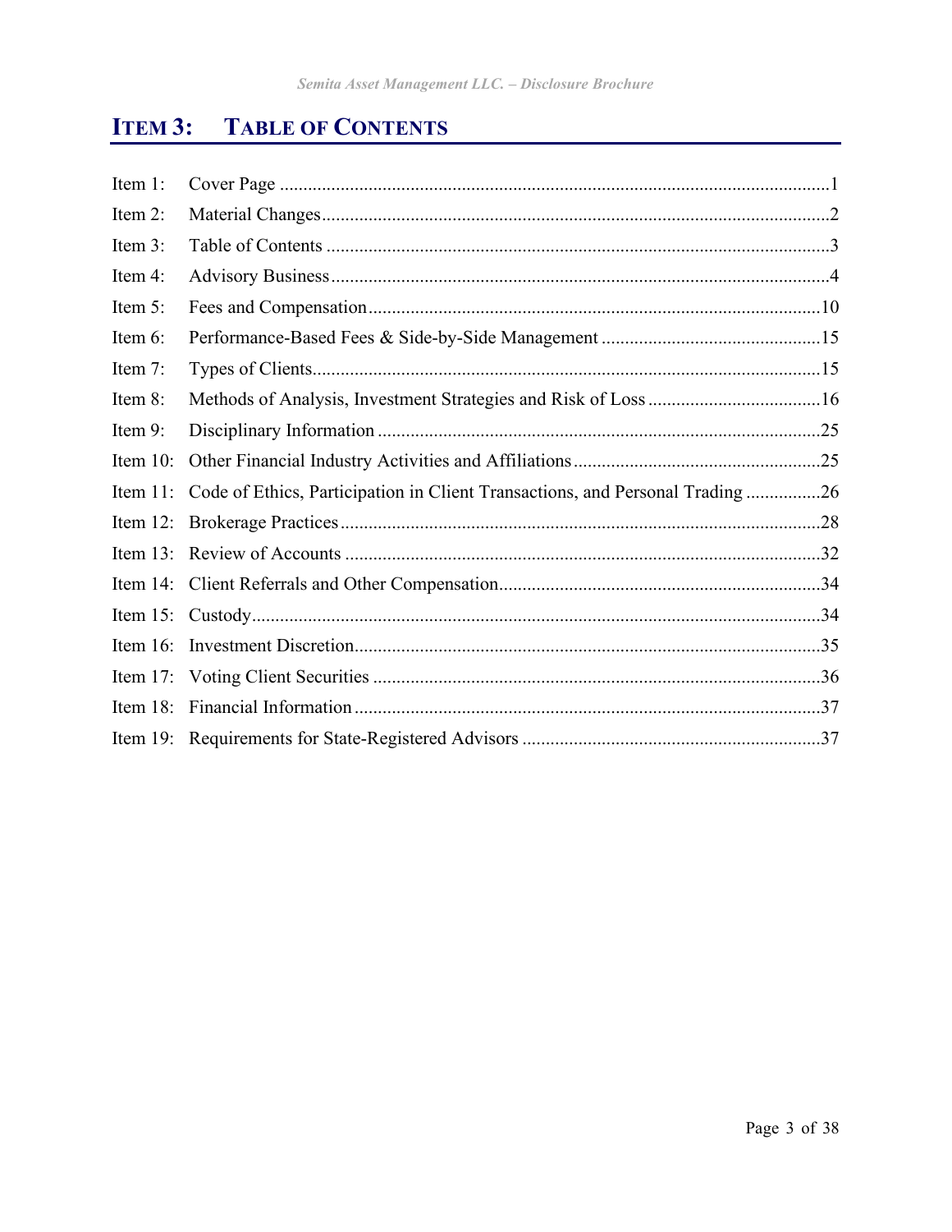## ITEM 3: TABLE OF CONTENTS

| | | |
|---|---|---|
| Item 1: | Cover Page | 1 |
| Item 2: | Material Changes | 2 |
| Item 3: | Table of Contents | 3 |
| Item 4: | Advisory Business | 4 |
| Item 5: | Fees and Compensation | 10 |
| Item 6: | Performance-Based Fees & Side-by-Side Management | 15 |
| Item 7: | Types of Clients | 15 |
| Item 8: | Methods of Analysis, Investment Strategies and Risk of Loss | 16 |
| Item 9: | Disciplinary Information | 25 |
| Item 10: | Other Financial Industry Activities and Affiliations | 25 |
| Item 11: | Code of Ethics, Participation in Client Transactions, and Personal Trading | 26 |
| Item 12: | Brokerage Practices | 28 |
| Item 13: | Review of Accounts | 32 |
| Item 14: | Client Referrals and Other Compensation | 34 |
| Item 15: | Custody | 34 |
| Item 16: | Investment Discretion | 35 |
| Item 17: | Voting Client Securities | 36 |
| Item 18: | Financial Information | 37 |
| Item 19: | Requirements for State-Registered Advisors | 37 |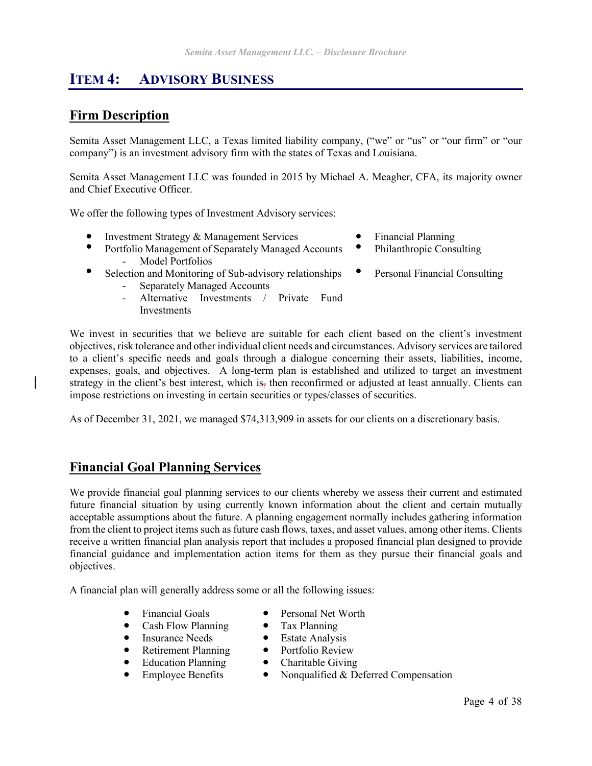# ITEM 4: ADVISORY BUSINESS

## Firm Description

Semita Asset Management LLC, a Texas limited liability company, ("we" or "us" or "our firm" or "our company") is an investment advisory firm with the states of Texas and Louisiana.

Semita Asset Management LLC was founded in 2015 by Michael A. Meagher, CFA, its majority owner and Chief Executive Officer.

We offer the following types of Investment Advisory services:

- Investment Strategy & Management Services
- Portfolio Management of Separately Managed Accounts
  - Model Portfolios
- Selection and Monitoring of Sub-advisory relationships
  - Separately Managed Accounts
  - Alternative Investments / Private Fund Investments
- Financial Planning
- Philanthropic Consulting
- Personal Financial Consulting

We invest in securities that we believe are suitable for each client based on the client's investment objectives, risk tolerance and other individual client needs and circumstances. Advisory services are tailored to a client's specific needs and goals through a dialogue concerning their assets, liabilities, income, expenses, goals, and objectives. A long-term plan is established and utilized to target an investment strategy in the client's best interest, which is then reconfirmed or adjusted at least annually. Clients can impose restrictions on investing in certain securities or types/classes of securities.

As of December 31, 2021, we managed $74,313,909 in assets for our clients on a discretionary basis.

## Financial Goal Planning Services

We provide financial goal planning services to our clients whereby we assess their current and estimated future financial situation by using currently known information about the client and certain mutually acceptable assumptions about the future. A planning engagement normally includes gathering information from the client to project items such as future cash flows, taxes, and asset values, among other items. Clients receive a written financial plan analysis report that includes a proposed financial plan designed to provide financial guidance and implementation action items for them as they pursue their financial goals and objectives.

A financial plan will generally address some or all the following issues:

- Financial Goals
- Cash Flow Planning
- Insurance Needs
- Retirement Planning
- Education Planning
- Employee Benefits
- Personal Net Worth
- Tax Planning
- Estate Analysis
- Portfolio Review
- Charitable Giving
- Nonqualified & Deferred Compensation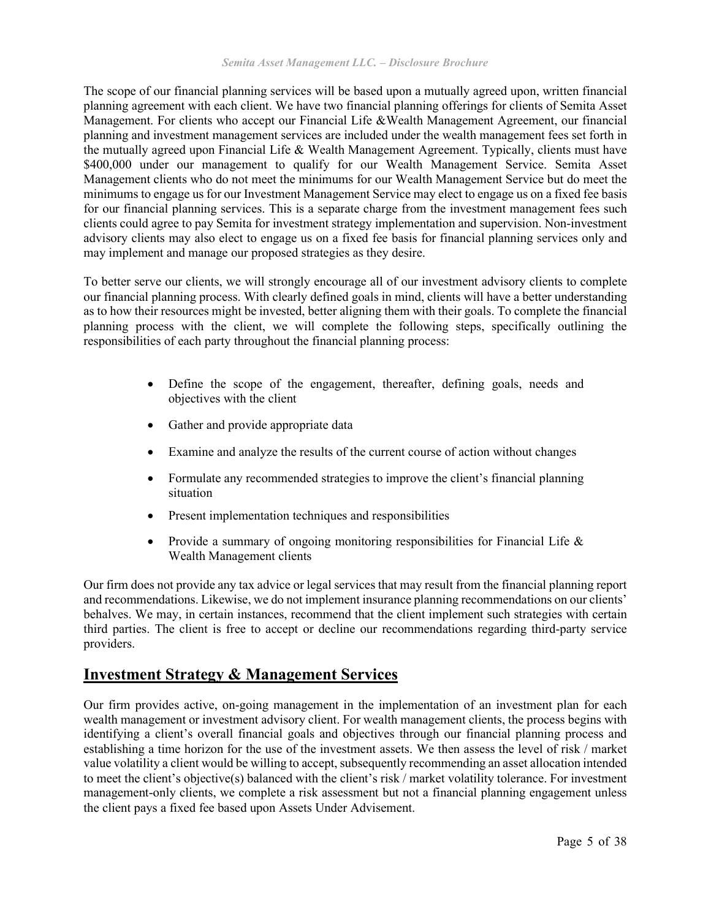The scope of our financial planning services will be based upon a mutually agreed upon, written financial planning agreement with each client. We have two financial planning offerings for clients of Semita Asset Management. For clients who accept our Financial Life &Wealth Management Agreement, our financial planning and investment management services are included under the wealth management fees set forth in the mutually agreed upon Financial Life & Wealth Management Agreement. Typically, clients must have $400,000 under our management to qualify for our Wealth Management Service. Semita Asset Management clients who do not meet the minimums for our Wealth Management Service but do meet the minimums to engage us for our Investment Management Service may elect to engage us on a fixed fee basis for our financial planning services. This is a separate charge from the investment management fees such clients could agree to pay Semita for investment strategy implementation and supervision. Non-investment advisory clients may also elect to engage us on a fixed fee basis for financial planning services only and may implement and manage our proposed strategies as they desire.

To better serve our clients, we will strongly encourage all of our investment advisory clients to complete our financial planning process. With clearly defined goals in mind, clients will have a better understanding as to how their resources might be invested, better aligning them with their goals. To complete the financial planning process with the client, we will complete the following steps, specifically outlining the responsibilities of each party throughout the financial planning process:

- Define the scope of the engagement, thereafter, defining goals, needs and objectives with the client
- Gather and provide appropriate data
- Examine and analyze the results of the current course of action without changes
- Formulate any recommended strategies to improve the client's financial planning situation
- Present implementation techniques and responsibilities
- Provide a summary of ongoing monitoring responsibilities for Financial Life & Wealth Management clients

Our firm does not provide any tax advice or legal services that may result from the financial planning report and recommendations. Likewise, we do not implement insurance planning recommendations on our clients' behalves. We may, in certain instances, recommend that the client implement such strategies with certain third parties. The client is free to accept or decline our recommendations regarding third-party service providers.

## Investment Strategy & Management Services

Our firm provides active, on-going management in the implementation of an investment plan for each wealth management or investment advisory client. For wealth management clients, the process begins with identifying a client's overall financial goals and objectives through our financial planning process and establishing a time horizon for the use of the investment assets. We then assess the level of risk / market value volatility a client would be willing to accept, subsequently recommending an asset allocation intended to meet the client's objective(s) balanced with the client's risk / market volatility tolerance. For investment management-only clients, we complete a risk assessment but not a financial planning engagement unless the client pays a fixed fee based upon Assets Under Advisement.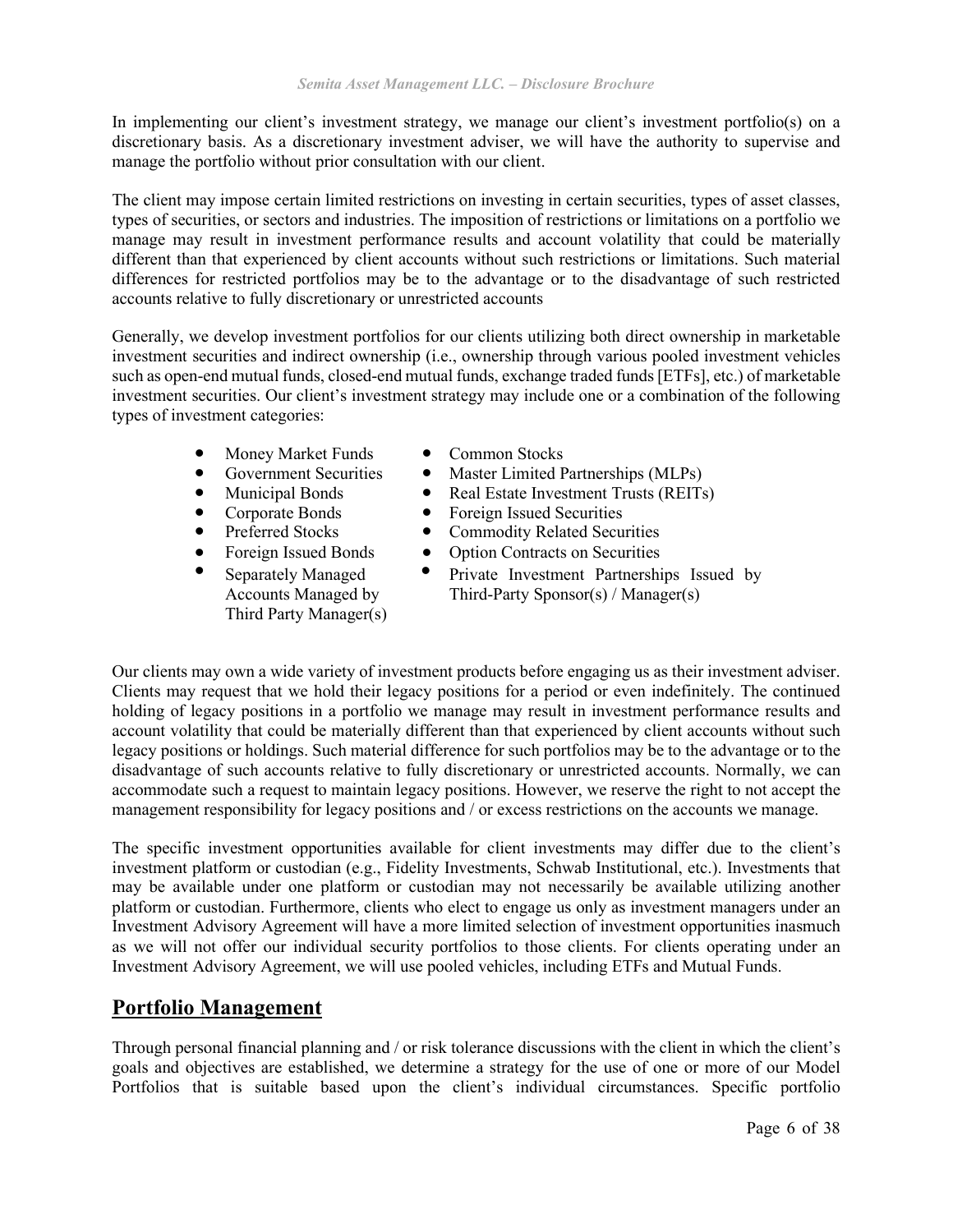In implementing our client's investment strategy, we manage our client's investment portfolio(s) on a discretionary basis. As a discretionary investment adviser, we will have the authority to supervise and manage the portfolio without prior consultation with our client.

The client may impose certain limited restrictions on investing in certain securities, types of asset classes, types of securities, or sectors and industries. The imposition of restrictions or limitations on a portfolio we manage may result in investment performance results and account volatility that could be materially different than that experienced by client accounts without such restrictions or limitations. Such material differences for restricted portfolios may be to the advantage or to the disadvantage of such restricted accounts relative to fully discretionary or unrestricted accounts

Generally, we develop investment portfolios for our clients utilizing both direct ownership in marketable investment securities and indirect ownership (i.e., ownership through various pooled investment vehicles such as open-end mutual funds, closed-end mutual funds, exchange traded funds [ETFs], etc.) of marketable investment securities. Our client's investment strategy may include one or a combination of the following types of investment categories:

- Money Market Funds
- Government Securities
- Municipal Bonds
- Corporate Bonds
- Preferred Stocks
- Foreign Issued Bonds
- Separately Managed Accounts Managed by Third Party Manager(s)
- Common Stocks
- Master Limited Partnerships (MLPs)
- Real Estate Investment Trusts (REITs)
- Foreign Issued Securities
- Commodity Related Securities
- Option Contracts on Securities
- Private Investment Partnerships Issued by Third-Party Sponsor(s) / Manager(s)

Our clients may own a wide variety of investment products before engaging us as their investment adviser. Clients may request that we hold their legacy positions for a period or even indefinitely. The continued holding of legacy positions in a portfolio we manage may result in investment performance results and account volatility that could be materially different than that experienced by client accounts without such legacy positions or holdings. Such material difference for such portfolios may be to the advantage or to the disadvantage of such accounts relative to fully discretionary or unrestricted accounts. Normally, we can accommodate such a request to maintain legacy positions. However, we reserve the right to not accept the management responsibility for legacy positions and / or excess restrictions on the accounts we manage.

The specific investment opportunities available for client investments may differ due to the client's investment platform or custodian (e.g., Fidelity Investments, Schwab Institutional, etc.). Investments that may be available under one platform or custodian may not necessarily be available utilizing another platform or custodian. Furthermore, clients who elect to engage us only as investment managers under an Investment Advisory Agreement will have a more limited selection of investment opportunities inasmuch as we will not offer our individual security portfolios to those clients. For clients operating under an Investment Advisory Agreement, we will use pooled vehicles, including ETFs and Mutual Funds.

## Portfolio Management

Through personal financial planning and / or risk tolerance discussions with the client in which the client's goals and objectives are established, we determine a strategy for the use of one or more of our Model Portfolios that is suitable based upon the client's individual circumstances. Specific portfolio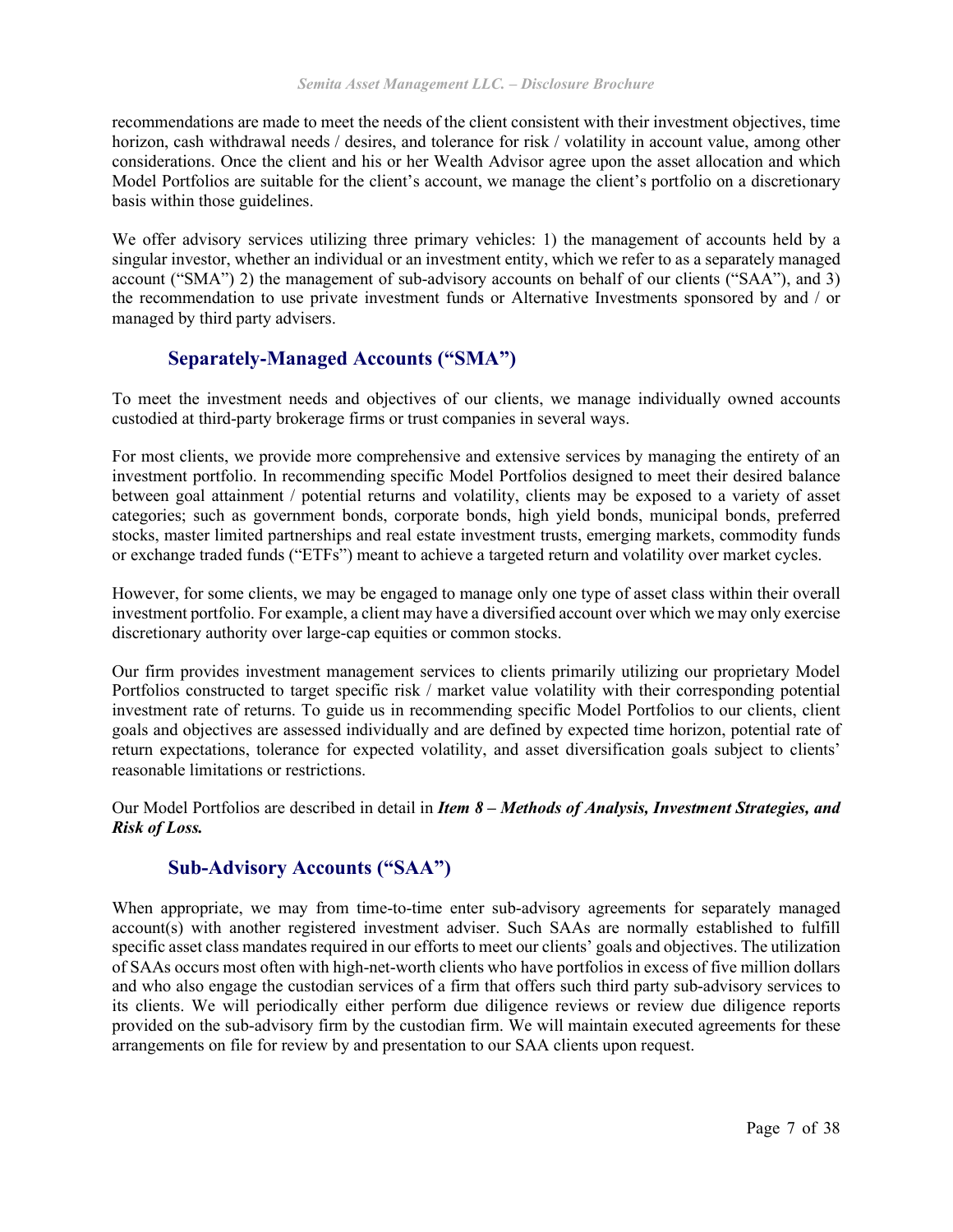recommendations are made to meet the needs of the client consistent with their investment objectives, time horizon, cash withdrawal needs / desires, and tolerance for risk / volatility in account value, among other considerations. Once the client and his or her Wealth Advisor agree upon the asset allocation and which Model Portfolios are suitable for the client's account, we manage the client's portfolio on a discretionary basis within those guidelines.

We offer advisory services utilizing three primary vehicles: 1) the management of accounts held by a singular investor, whether an individual or an investment entity, which we refer to as a separately managed account ("SMA") 2) the management of sub-advisory accounts on behalf of our clients ("SAA"), and 3) the recommendation to use private investment funds or Alternative Investments sponsored by and / or managed by third party advisers.

## Separately-Managed Accounts ("SMA")

To meet the investment needs and objectives of our clients, we manage individually owned accounts custodied at third-party brokerage firms or trust companies in several ways.

For most clients, we provide more comprehensive and extensive services by managing the entirety of an investment portfolio. In recommending specific Model Portfolios designed to meet their desired balance between goal attainment / potential returns and volatility, clients may be exposed to a variety of asset categories; such as government bonds, corporate bonds, high yield bonds, municipal bonds, preferred stocks, master limited partnerships and real estate investment trusts, emerging markets, commodity funds or exchange traded funds ("ETFs") meant to achieve a targeted return and volatility over market cycles.

However, for some clients, we may be engaged to manage only one type of asset class within their overall investment portfolio. For example, a client may have a diversified account over which we may only exercise discretionary authority over large-cap equities or common stocks.

Our firm provides investment management services to clients primarily utilizing our proprietary Model Portfolios constructed to target specific risk / market value volatility with their corresponding potential investment rate of returns. To guide us in recommending specific Model Portfolios to our clients, client goals and objectives are assessed individually and are defined by expected time horizon, potential rate of return expectations, tolerance for expected volatility, and asset diversification goals subject to clients' reasonable limitations or restrictions.

Our Model Portfolios are described in detail in ***Item 8 – Methods of Analysis, Investment Strategies, and Risk of Loss.***

## Sub-Advisory Accounts ("SAA")

When appropriate, we may from time-to-time enter sub-advisory agreements for separately managed account(s) with another registered investment adviser. Such SAAs are normally established to fulfill specific asset class mandates required in our efforts to meet our clients' goals and objectives. The utilization of SAAs occurs most often with high-net-worth clients who have portfolios in excess of five million dollars and who also engage the custodian services of a firm that offers such third party sub-advisory services to its clients. We will periodically either perform due diligence reviews or review due diligence reports provided on the sub-advisory firm by the custodian firm. We will maintain executed agreements for these arrangements on file for review by and presentation to our SAA clients upon request.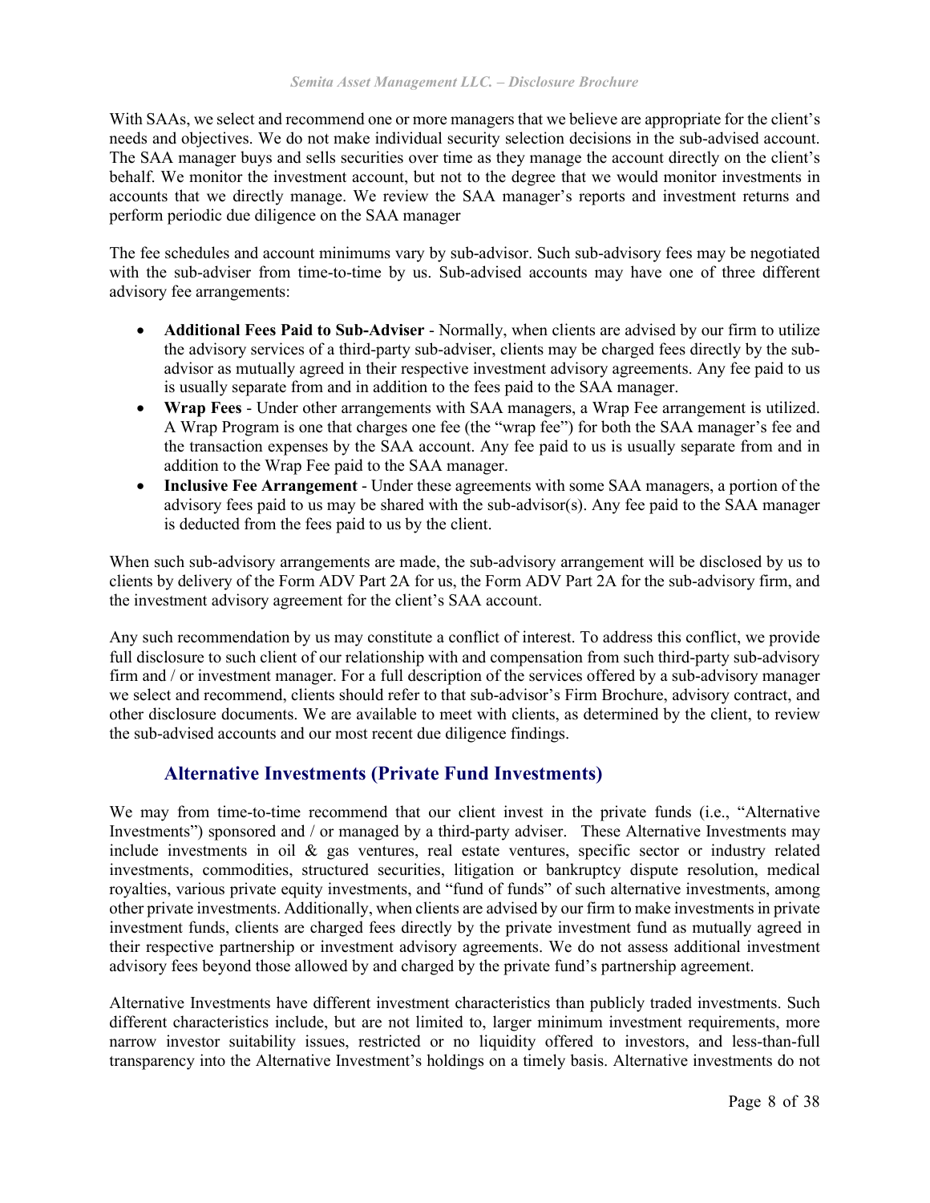With SAAs, we select and recommend one or more managers that we believe are appropriate for the client's needs and objectives. We do not make individual security selection decisions in the sub-advised account. The SAA manager buys and sells securities over time as they manage the account directly on the client's behalf. We monitor the investment account, but not to the degree that we would monitor investments in accounts that we directly manage. We review the SAA manager's reports and investment returns and perform periodic due diligence on the SAA manager

The fee schedules and account minimums vary by sub-advisor. Such sub-advisory fees may be negotiated with the sub-adviser from time-to-time by us. Sub-advised accounts may have one of three different advisory fee arrangements:

- **Additional Fees Paid to Sub-Adviser** - Normally, when clients are advised by our firm to utilize the advisory services of a third-party sub-adviser, clients may be charged fees directly by the sub-advisor as mutually agreed in their respective investment advisory agreements. Any fee paid to us is usually separate from and in addition to the fees paid to the SAA manager.
- **Wrap Fees** - Under other arrangements with SAA managers, a Wrap Fee arrangement is utilized. A Wrap Program is one that charges one fee (the "wrap fee") for both the SAA manager's fee and the transaction expenses by the SAA account. Any fee paid to us is usually separate from and in addition to the Wrap Fee paid to the SAA manager.
- **Inclusive Fee Arrangement** - Under these agreements with some SAA managers, a portion of the advisory fees paid to us may be shared with the sub-advisor(s). Any fee paid to the SAA manager is deducted from the fees paid to us by the client.

When such sub-advisory arrangements are made, the sub-advisory arrangement will be disclosed by us to clients by delivery of the Form ADV Part 2A for us, the Form ADV Part 2A for the sub-advisory firm, and the investment advisory agreement for the client's SAA account.

Any such recommendation by us may constitute a conflict of interest. To address this conflict, we provide full disclosure to such client of our relationship with and compensation from such third-party sub-advisory firm and / or investment manager. For a full description of the services offered by a sub-advisory manager we select and recommend, clients should refer to that sub-advisor's Firm Brochure, advisory contract, and other disclosure documents. We are available to meet with clients, as determined by the client, to review the sub-advised accounts and our most recent due diligence findings.

## Alternative Investments (Private Fund Investments)

We may from time-to-time recommend that our client invest in the private funds (i.e., "Alternative Investments") sponsored and / or managed by a third-party adviser. These Alternative Investments may include investments in oil & gas ventures, real estate ventures, specific sector or industry related investments, commodities, structured securities, litigation or bankruptcy dispute resolution, medical royalties, various private equity investments, and "fund of funds" of such alternative investments, among other private investments. Additionally, when clients are advised by our firm to make investments in private investment funds, clients are charged fees directly by the private investment fund as mutually agreed in their respective partnership or investment advisory agreements. We do not assess additional investment advisory fees beyond those allowed by and charged by the private fund's partnership agreement.

Alternative Investments have different investment characteristics than publicly traded investments. Such different characteristics include, but are not limited to, larger minimum investment requirements, more narrow investor suitability issues, restricted or no liquidity offered to investors, and less-than-full transparency into the Alternative Investment's holdings on a timely basis. Alternative investments do not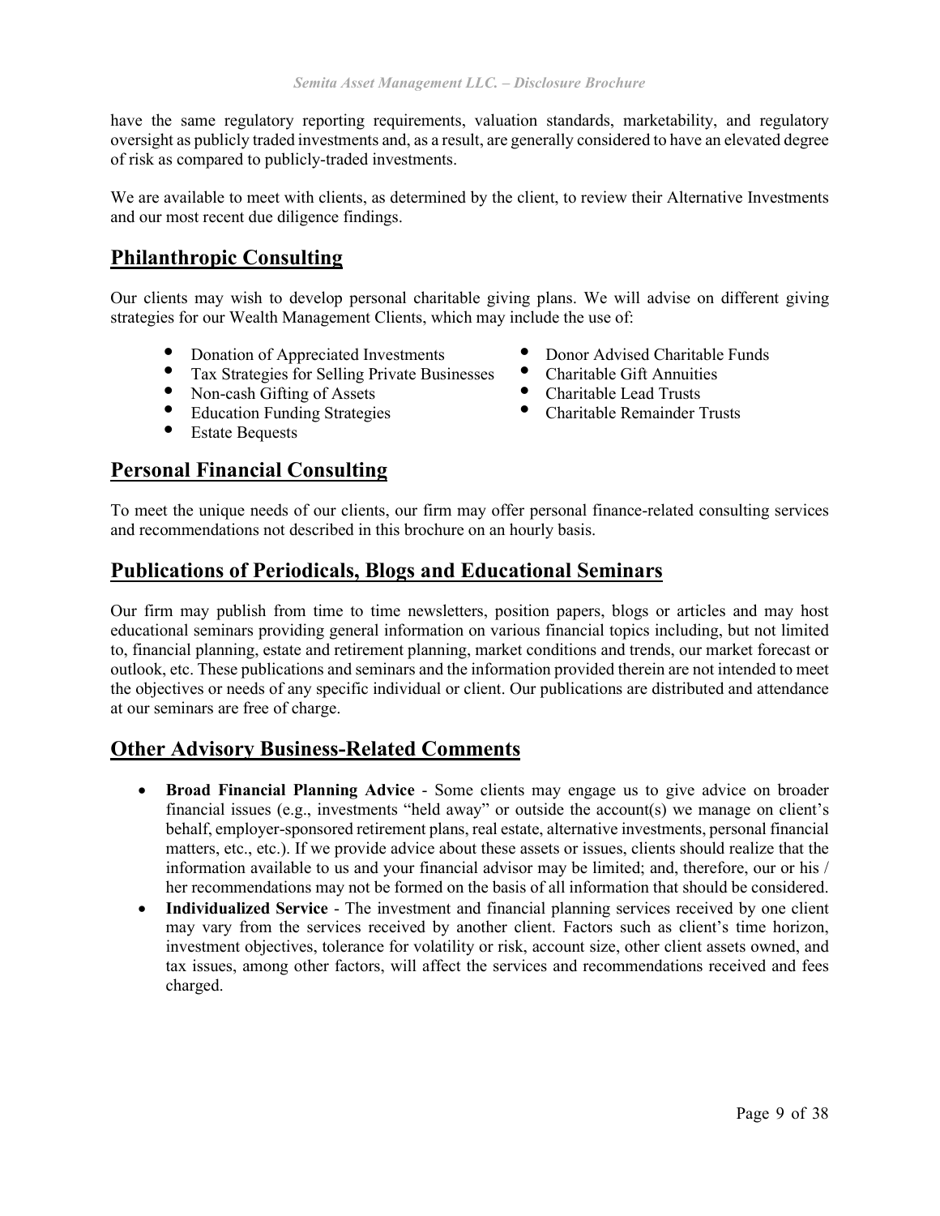have the same regulatory reporting requirements, valuation standards, marketability, and regulatory oversight as publicly traded investments and, as a result, are generally considered to have an elevated degree of risk as compared to publicly-traded investments.

We are available to meet with clients, as determined by the client, to review their Alternative Investments and our most recent due diligence findings.

## Philanthropic Consulting

Our clients may wish to develop personal charitable giving plans. We will advise on different giving strategies for our Wealth Management Clients, which may include the use of:

- Donation of Appreciated Investments
- Tax Strategies for Selling Private Businesses
- Non-cash Gifting of Assets
- Education Funding Strategies
- Estate Bequests
- Donor Advised Charitable Funds
- Charitable Gift Annuities
- Charitable Lead Trusts
- Charitable Remainder Trusts

## Personal Financial Consulting

To meet the unique needs of our clients, our firm may offer personal finance-related consulting services and recommendations not described in this brochure on an hourly basis.

## Publications of Periodicals, Blogs and Educational Seminars

Our firm may publish from time to time newsletters, position papers, blogs or articles and may host educational seminars providing general information on various financial topics including, but not limited to, financial planning, estate and retirement planning, market conditions and trends, our market forecast or outlook, etc. These publications and seminars and the information provided therein are not intended to meet the objectives or needs of any specific individual or client. Our publications are distributed and attendance at our seminars are free of charge.

## Other Advisory Business-Related Comments

- **Broad Financial Planning Advice** - Some clients may engage us to give advice on broader financial issues (e.g., investments "held away" or outside the account(s) we manage on client's behalf, employer-sponsored retirement plans, real estate, alternative investments, personal financial matters, etc., etc.). If we provide advice about these assets or issues, clients should realize that the information available to us and your financial advisor may be limited; and, therefore, our or his / her recommendations may not be formed on the basis of all information that should be considered.
- **Individualized Service** - The investment and financial planning services received by one client may vary from the services received by another client. Factors such as client's time horizon, investment objectives, tolerance for volatility or risk, account size, other client assets owned, and tax issues, among other factors, will affect the services and recommendations received and fees charged.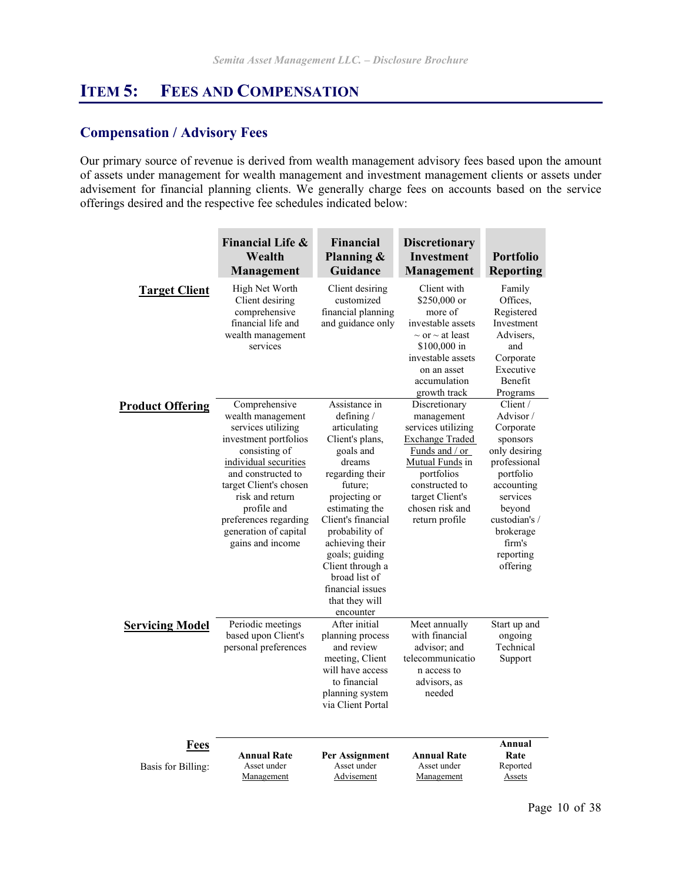## ITEM 5: FEES AND COMPENSATION

### Compensation / Advisory Fees

Our primary source of revenue is derived from wealth management advisory fees based upon the amount of assets under management for wealth management and investment management clients or assets under advisement for financial planning clients. We generally charge fees on accounts based on the service offerings desired and the respective fee schedules indicated below:

| | Financial Life & Wealth Management | Financial Planning & Guidance | Discretionary Investment Management | Portfolio Reporting |
|---|---|---|---|---|
| **Target Client** | High Net Worth Client desiring comprehensive financial life and wealth management services | Client desiring customized financial planning and guidance only | Client with $250,000 or more of investable assets ~ or ~ at least $100,000 in investable assets on an asset accumulation growth track | Family Offices, Registered Investment Advisers, and Corporate Executive Benefit Programs |
| **Product Offering** | Comprehensive wealth management services utilizing investment portfolios consisting of individual securities and constructed to target Client's chosen risk and return profile and preferences regarding generation of capital gains and income | Assistance in defining / articulating Client's plans, goals and dreams regarding their future; projecting or estimating the Client's financial probability of achieving their goals; guiding Client through a broad list of financial issues that they will encounter | Discretionary management services utilizing Exchange Traded Funds and / or Mutual Funds in portfolios constructed to target Client's chosen risk and return profile | Client / Advisor / Corporate sponsors only desiring professional portfolio accounting services beyond custodian's / brokerage firm's reporting offering |
| **Servicing Model** | Periodic meetings based upon Client's personal preferences | After initial planning process and review meeting, Client will have access to financial planning system via Client Portal | Meet annually with financial advisor; and telecommunication access to advisors, as needed | Start up and ongoing Technical Support |
| **Fees** | | | | |
| Basis for Billing: | **Annual Rate** Asset under Management | **Per Assignment** Asset under Advisement | **Annual Rate** Asset under Management | **Annual Rate** Reported Assets |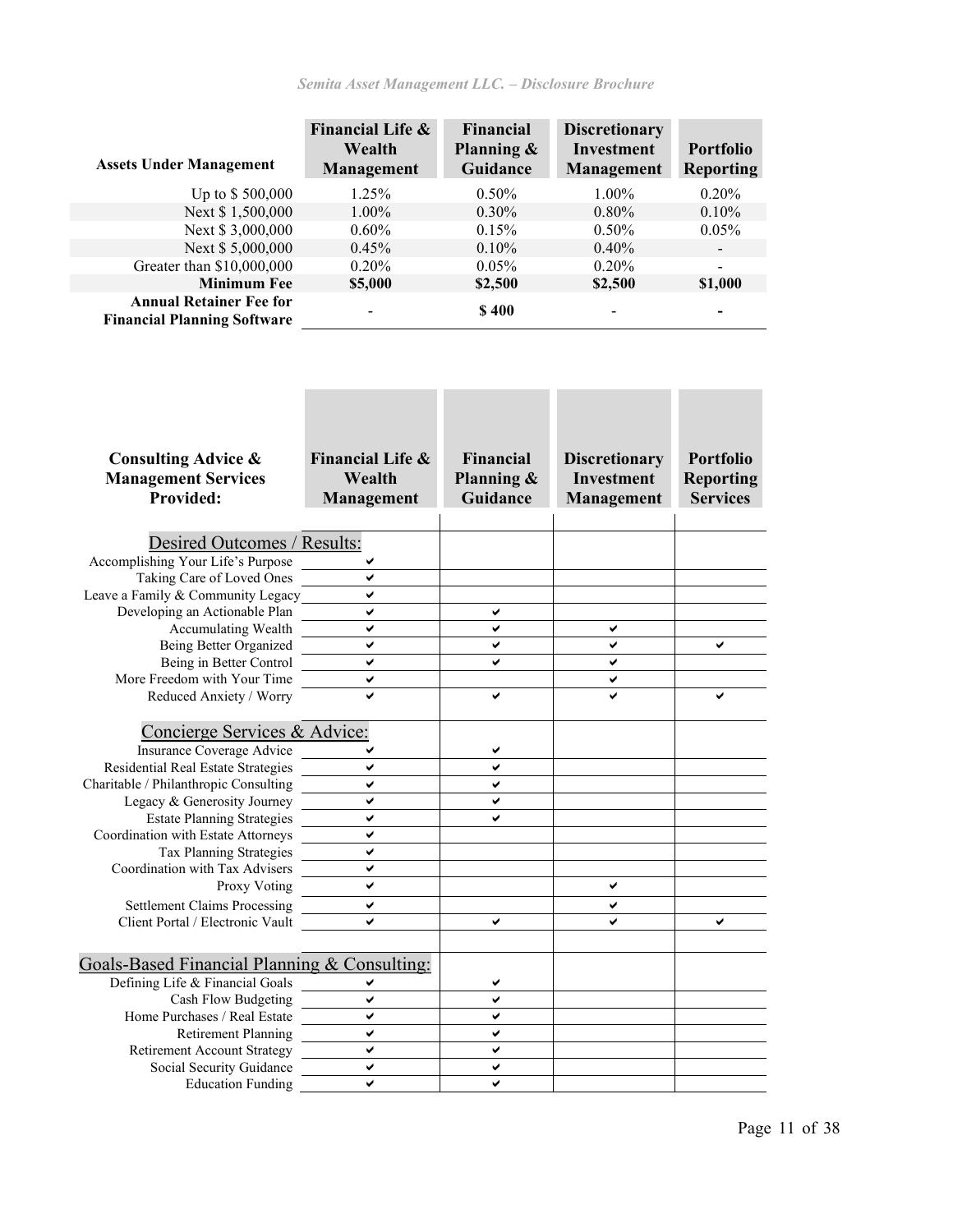| Assets Under Management | Financial Life & Wealth Management | Financial Planning & Guidance | Discretionary Investment Management | Portfolio Reporting |
|---|---|---|---|---|
| Up to $ 500,000 | 1.25% | 0.50% | 1.00% | 0.20% |
| Next $ 1,500,000 | 1.00% | 0.30% | 0.80% | 0.10% |
| Next $ 3,000,000 | 0.60% | 0.15% | 0.50% | 0.05% |
| Next $ 5,000,000 | 0.45% | 0.10% | 0.40% | - |
| Greater than $10,000,000 | 0.20% | 0.05% | 0.20% | - |
| **Minimum Fee** | **$5,000** | **$2,500** | **$2,500** | **$1,000** |
| **Annual Retainer Fee for Financial Planning Software** | - | **$ 400** | - | **-** |

| Consulting Advice & Management Services Provided: | Financial Life & Wealth Management | Financial Planning & Guidance | Discretionary Investment Management | Portfolio Reporting Services |
|---|---|---|---|---|
| **Desired Outcomes / Results:** | | | | |
| Accomplishing Your Life's Purpose | ✔ | | | |
| Taking Care of Loved Ones | ✔ | | | |
| Leave a Family & Community Legacy | ✔ | | | |
| Developing an Actionable Plan | ✔ | ✔ | | |
| Accumulating Wealth | ✔ | ✔ | ✔ | |
| Being Better Organized | ✔ | ✔ | ✔ | ✔ |
| Being in Better Control | ✔ | ✔ | ✔ | |
| More Freedom with Your Time | ✔ | | ✔ | |
| Reduced Anxiety / Worry | ✔ | ✔ | ✔ | ✔ |
| **Concierge Services & Advice:** | | | | |
| Insurance Coverage Advice | ✔ | ✔ | | |
| Residential Real Estate Strategies | ✔ | ✔ | | |
| Charitable / Philanthropic Consulting | ✔ | ✔ | | |
| Legacy & Generosity Journey | ✔ | ✔ | | |
| Estate Planning Strategies | ✔ | ✔ | | |
| Coordination with Estate Attorneys | ✔ | | | |
| Tax Planning Strategies | ✔ | | | |
| Coordination with Tax Advisers | ✔ | | | |
| Proxy Voting | ✔ | | ✔ | |
| Settlement Claims Processing | ✔ | | ✔ | |
| Client Portal / Electronic Vault | ✔ | ✔ | ✔ | ✔ |
| **Goals-Based Financial Planning & Consulting:** | | | | |
| Defining Life & Financial Goals | ✔ | ✔ | | |
| Cash Flow Budgeting | ✔ | ✔ | | |
| Home Purchases / Real Estate | ✔ | ✔ | | |
| Retirement Planning | ✔ | ✔ | | |
| Retirement Account Strategy | ✔ | ✔ | | |
| Social Security Guidance | ✔ | ✔ | | |
| Education Funding | ✔ | ✔ | | |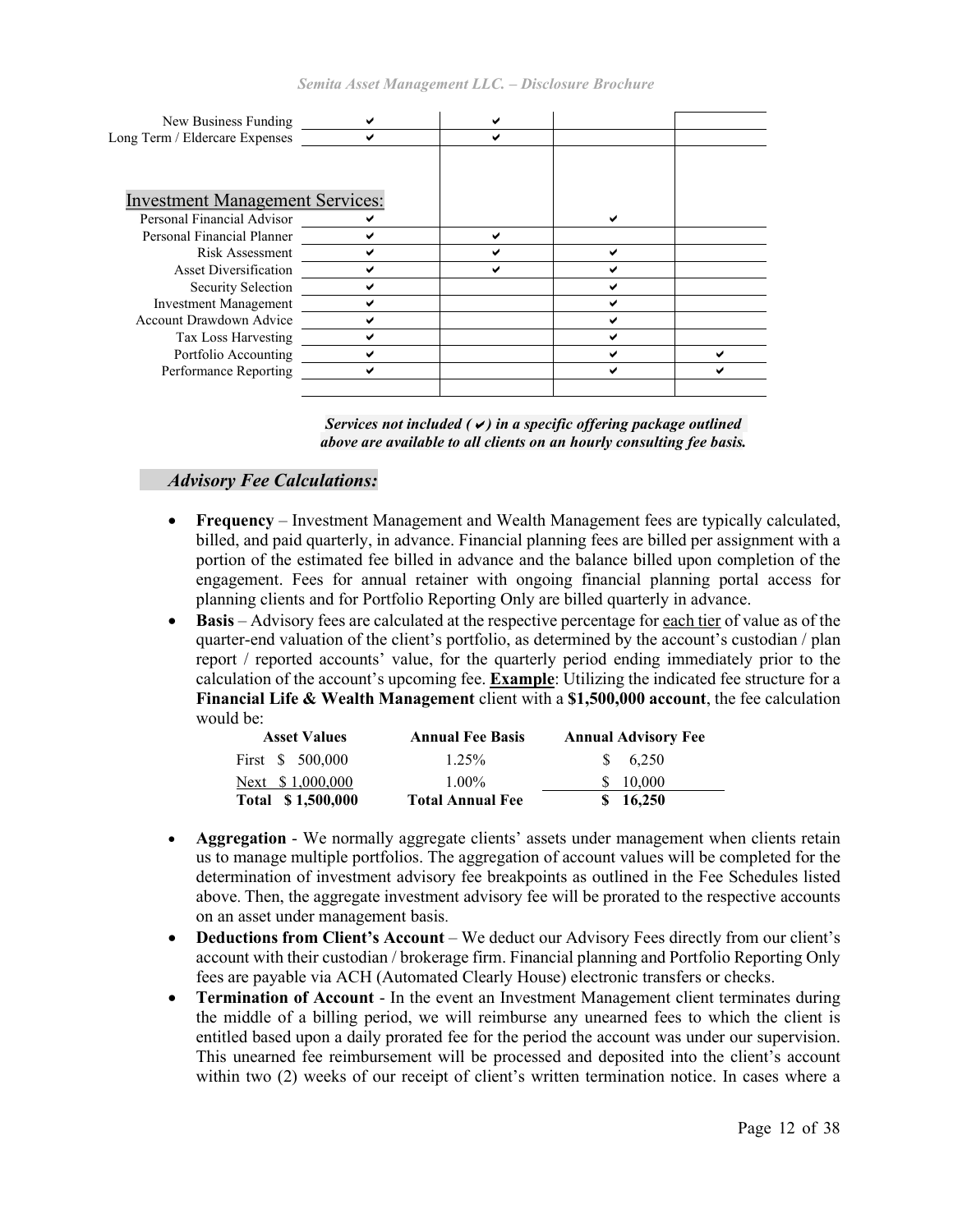| | | | | |
|---|---|---|---|---|
| New Business Funding | ✔ | ✔ | | |
| Long Term / Eldercare Expenses | ✔ | ✔ | | |
| **Investment Management Services:** | | | | |
| Personal Financial Advisor | ✔ | | ✔ | |
| Personal Financial Planner | ✔ | ✔ | | |
| Risk Assessment | ✔ | ✔ | ✔ | |
| Asset Diversification | ✔ | ✔ | ✔ | |
| Security Selection | ✔ | | ✔ | |
| Investment Management | ✔ | | ✔ | |
| Account Drawdown Advice | ✔ | | ✔ | |
| Tax Loss Harvesting | ✔ | | ✔ | |
| Portfolio Accounting | ✔ | | ✔ | ✔ |
| Performance Reporting | ✔ | | ✔ | ✔ |

***Services not included (✔) in a specific offering package outlined above are available to all clients on an hourly consulting fee basis.***

### *Advisory Fee Calculations:*

- **Frequency** – Investment Management and Wealth Management fees are typically calculated, billed, and paid quarterly, in advance. Financial planning fees are billed per assignment with a portion of the estimated fee billed in advance and the balance billed upon completion of the engagement. Fees for annual retainer with ongoing financial planning portal access for planning clients and for Portfolio Reporting Only are billed quarterly in advance.
- **Basis** – Advisory fees are calculated at the respective percentage for each tier of value as of the quarter-end valuation of the client's portfolio, as determined by the account's custodian / plan report / reported accounts' value, for the quarterly period ending immediately prior to the calculation of the account's upcoming fee. **Example**: Utilizing the indicated fee structure for a **Financial Life & Wealth Management** client with a **$1,500,000 account**, the fee calculation would be:

| Asset Values | Annual Fee Basis | Annual Advisory Fee |
|---|---|---|
| First $ 500,000 | 1.25% | $ 6,250 |
| Next $ 1,000,000 | 1.00% | $ 10,000 |
| **Total $ 1,500,000** | **Total Annual Fee** | **$ 16,250** |

- **Aggregation** - We normally aggregate clients' assets under management when clients retain us to manage multiple portfolios. The aggregation of account values will be completed for the determination of investment advisory fee breakpoints as outlined in the Fee Schedules listed above. Then, the aggregate investment advisory fee will be prorated to the respective accounts on an asset under management basis.
- **Deductions from Client's Account** – We deduct our Advisory Fees directly from our client's account with their custodian / brokerage firm. Financial planning and Portfolio Reporting Only fees are payable via ACH (Automated Clearly House) electronic transfers or checks.
- **Termination of Account** - In the event an Investment Management client terminates during the middle of a billing period, we will reimburse any unearned fees to which the client is entitled based upon a daily prorated fee for the period the account was under our supervision. This unearned fee reimbursement will be processed and deposited into the client's account within two (2) weeks of our receipt of client's written termination notice. In cases where a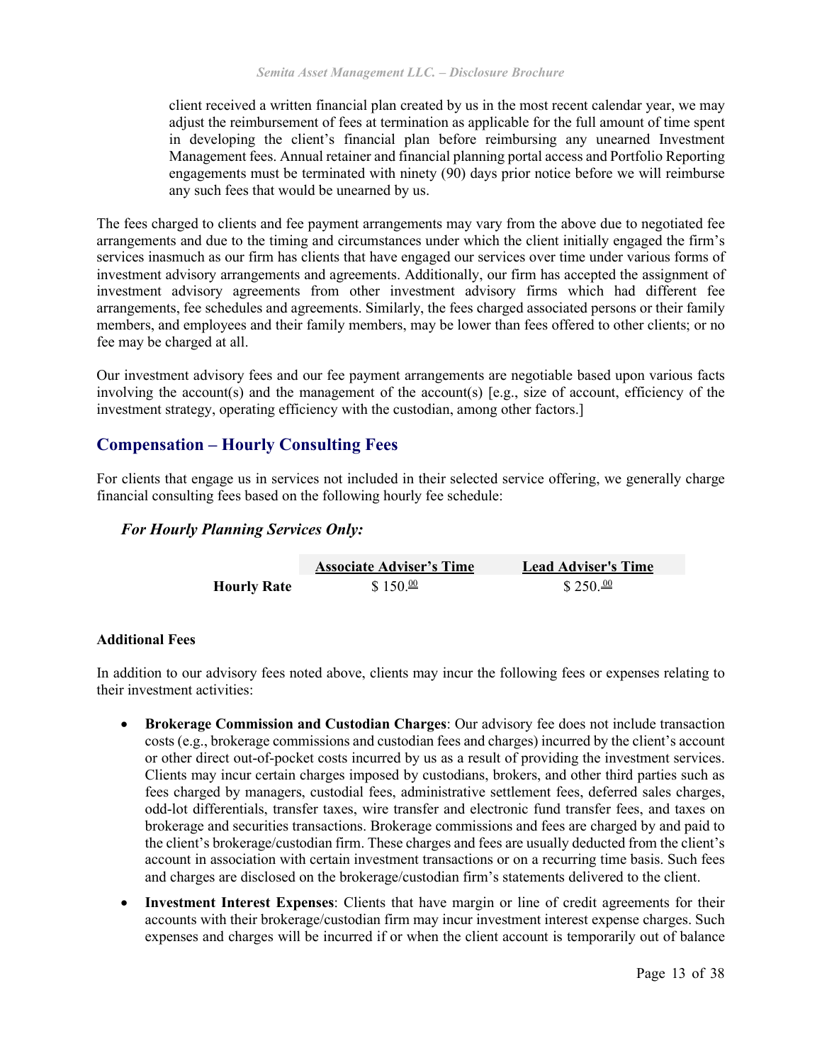client received a written financial plan created by us in the most recent calendar year, we may adjust the reimbursement of fees at termination as applicable for the full amount of time spent in developing the client's financial plan before reimbursing any unearned Investment Management fees. Annual retainer and financial planning portal access and Portfolio Reporting engagements must be terminated with ninety (90) days prior notice before we will reimburse any such fees that would be unearned by us.

The fees charged to clients and fee payment arrangements may vary from the above due to negotiated fee arrangements and due to the timing and circumstances under which the client initially engaged the firm's services inasmuch as our firm has clients that have engaged our services over time under various forms of investment advisory arrangements and agreements. Additionally, our firm has accepted the assignment of investment advisory agreements from other investment advisory firms which had different fee arrangements, fee schedules and agreements. Similarly, the fees charged associated persons or their family members, and employees and their family members, may be lower than fees offered to other clients; or no fee may be charged at all.

Our investment advisory fees and our fee payment arrangements are negotiable based upon various facts involving the account(s) and the management of the account(s) [e.g., size of account, efficiency of the investment strategy, operating efficiency with the custodian, among other factors.]

## Compensation – Hourly Consulting Fees

For clients that engage us in services not included in their selected service offering, we generally charge financial consulting fees based on the following hourly fee schedule:

### *For Hourly Planning Services Only:*

| | Associate Adviser's Time | Lead Adviser's Time |
|---|---|---|
| **Hourly Rate** | $ 150.00 | $ 250.00 |

**Additional Fees**

In addition to our advisory fees noted above, clients may incur the following fees or expenses relating to their investment activities:

- **Brokerage Commission and Custodian Charges**: Our advisory fee does not include transaction costs (e.g., brokerage commissions and custodian fees and charges) incurred by the client's account or other direct out-of-pocket costs incurred by us as a result of providing the investment services. Clients may incur certain charges imposed by custodians, brokers, and other third parties such as fees charged by managers, custodial fees, administrative settlement fees, deferred sales charges, odd-lot differentials, transfer taxes, wire transfer and electronic fund transfer fees, and taxes on brokerage and securities transactions. Brokerage commissions and fees are charged by and paid to the client's brokerage/custodian firm. These charges and fees are usually deducted from the client's account in association with certain investment transactions or on a recurring time basis. Such fees and charges are disclosed on the brokerage/custodian firm's statements delivered to the client.
- **Investment Interest Expenses**: Clients that have margin or line of credit agreements for their accounts with their brokerage/custodian firm may incur investment interest expense charges. Such expenses and charges will be incurred if or when the client account is temporarily out of balance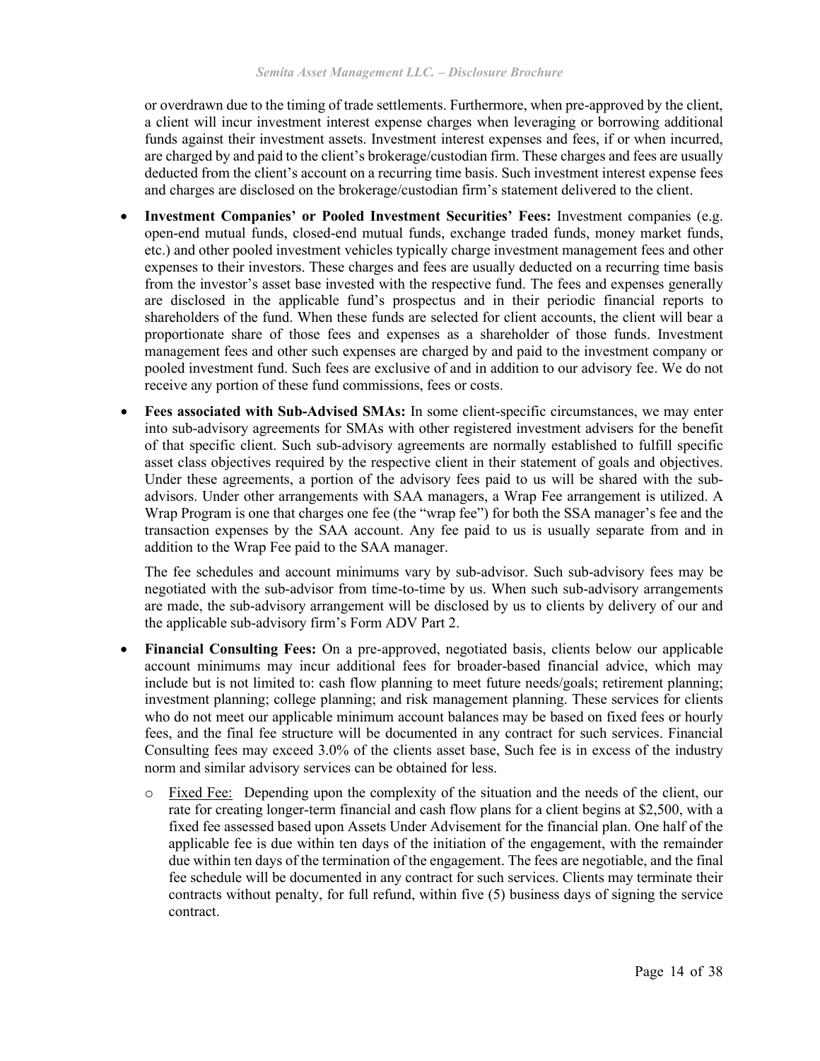or overdrawn due to the timing of trade settlements. Furthermore, when pre-approved by the client, a client will incur investment interest expense charges when leveraging or borrowing additional funds against their investment assets. Investment interest expenses and fees, if or when incurred, are charged by and paid to the client's brokerage/custodian firm. These charges and fees are usually deducted from the client's account on a recurring time basis. Such investment interest expense fees and charges are disclosed on the brokerage/custodian firm's statement delivered to the client.

- **Investment Companies' or Pooled Investment Securities' Fees:** Investment companies (e.g. open-end mutual funds, closed-end mutual funds, exchange traded funds, money market funds, etc.) and other pooled investment vehicles typically charge investment management fees and other expenses to their investors. These charges and fees are usually deducted on a recurring time basis from the investor's asset base invested with the respective fund. The fees and expenses generally are disclosed in the applicable fund's prospectus and in their periodic financial reports to shareholders of the fund. When these funds are selected for client accounts, the client will bear a proportionate share of those fees and expenses as a shareholder of those funds. Investment management fees and other such expenses are charged by and paid to the investment company or pooled investment fund. Such fees are exclusive of and in addition to our advisory fee. We do not receive any portion of these fund commissions, fees or costs.

- **Fees associated with Sub-Advised SMAs:** In some client-specific circumstances, we may enter into sub-advisory agreements for SMAs with other registered investment advisers for the benefit of that specific client. Such sub-advisory agreements are normally established to fulfill specific asset class objectives required by the respective client in their statement of goals and objectives. Under these agreements, a portion of the advisory fees paid to us will be shared with the sub-advisors. Under other arrangements with SAA managers, a Wrap Fee arrangement is utilized. A Wrap Program is one that charges one fee (the "wrap fee") for both the SSA manager's fee and the transaction expenses by the SAA account. Any fee paid to us is usually separate from and in addition to the Wrap Fee paid to the SAA manager.

  The fee schedules and account minimums vary by sub-advisor. Such sub-advisory fees may be negotiated with the sub-advisor from time-to-time by us. When such sub-advisory arrangements are made, the sub-advisory arrangement will be disclosed by us to clients by delivery of our and the applicable sub-advisory firm's Form ADV Part 2.

- **Financial Consulting Fees:** On a pre-approved, negotiated basis, clients below our applicable account minimums may incur additional fees for broader-based financial advice, which may include but is not limited to: cash flow planning to meet future needs/goals; retirement planning; investment planning; college planning; and risk management planning. These services for clients who do not meet our applicable minimum account balances may be based on fixed fees or hourly fees, and the final fee structure will be documented in any contract for such services. Financial Consulting fees may exceed 3.0% of the clients asset base, Such fee is in excess of the industry norm and similar advisory services can be obtained for less.

  - Fixed Fee: Depending upon the complexity of the situation and the needs of the client, our rate for creating longer-term financial and cash flow plans for a client begins at $2,500, with a fixed fee assessed based upon Assets Under Advisement for the financial plan. One half of the applicable fee is due within ten days of the initiation of the engagement, with the remainder due within ten days of the termination of the engagement. The fees are negotiable, and the final fee schedule will be documented in any contract for such services. Clients may terminate their contracts without penalty, for full refund, within five (5) business days of signing the service contract.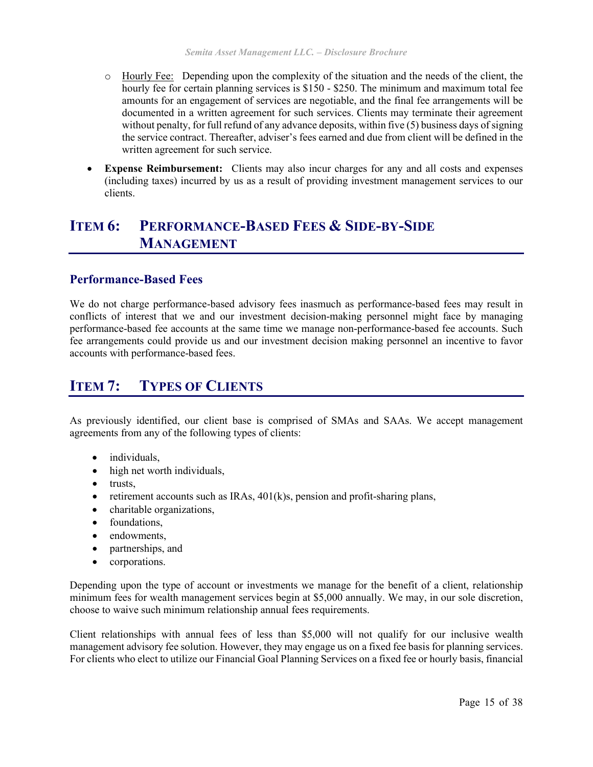- Hourly Fee: Depending upon the complexity of the situation and the needs of the client, the hourly fee for certain planning services is $150 - $250. The minimum and maximum total fee amounts for an engagement of services are negotiable, and the final fee arrangements will be documented in a written agreement for such services. Clients may terminate their agreement without penalty, for full refund of any advance deposits, within five (5) business days of signing the service contract. Thereafter, adviser's fees earned and due from client will be defined in the written agreement for such service.

- **Expense Reimbursement:** Clients may also incur charges for any and all costs and expenses (including taxes) incurred by us as a result of providing investment management services to our clients.

# ITEM 6: PERFORMANCE-BASED FEES & SIDE-BY-SIDE MANAGEMENT

## Performance-Based Fees

We do not charge performance-based advisory fees inasmuch as performance-based fees may result in conflicts of interest that we and our investment decision-making personnel might face by managing performance-based fee accounts at the same time we manage non-performance-based fee accounts. Such fee arrangements could provide us and our investment decision making personnel an incentive to favor accounts with performance-based fees.

# ITEM 7: TYPES OF CLIENTS

As previously identified, our client base is comprised of SMAs and SAAs. We accept management agreements from any of the following types of clients:

- individuals,
- high net worth individuals,
- trusts,
- retirement accounts such as IRAs, 401(k)s, pension and profit-sharing plans,
- charitable organizations,
- foundations,
- endowments,
- partnerships, and
- corporations.

Depending upon the type of account or investments we manage for the benefit of a client, relationship minimum fees for wealth management services begin at $5,000 annually. We may, in our sole discretion, choose to waive such minimum relationship annual fees requirements.

Client relationships with annual fees of less than $5,000 will not qualify for our inclusive wealth management advisory fee solution. However, they may engage us on a fixed fee basis for planning services. For clients who elect to utilize our Financial Goal Planning Services on a fixed fee or hourly basis, financial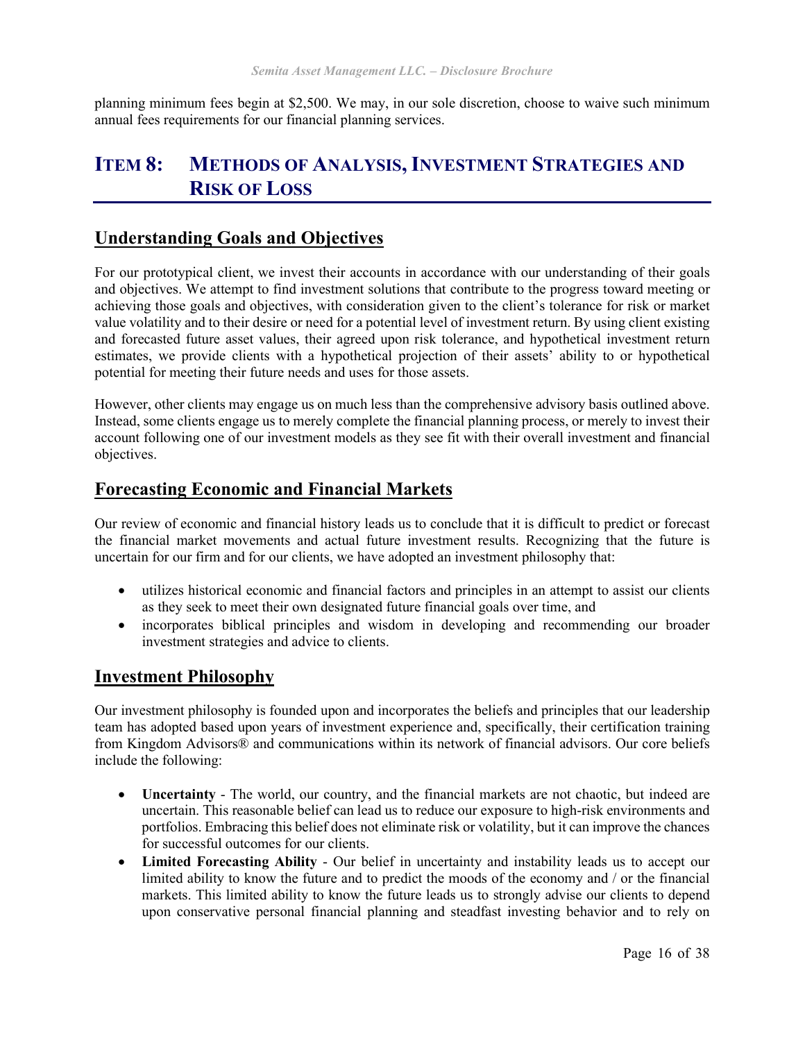planning minimum fees begin at $2,500. We may, in our sole discretion, choose to waive such minimum annual fees requirements for our financial planning services.

# ITEM 8: METHODS OF ANALYSIS, INVESTMENT STRATEGIES AND RISK OF LOSS

## Understanding Goals and Objectives

For our prototypical client, we invest their accounts in accordance with our understanding of their goals and objectives. We attempt to find investment solutions that contribute to the progress toward meeting or achieving those goals and objectives, with consideration given to the client's tolerance for risk or market value volatility and to their desire or need for a potential level of investment return. By using client existing and forecasted future asset values, their agreed upon risk tolerance, and hypothetical investment return estimates, we provide clients with a hypothetical projection of their assets' ability to or hypothetical potential for meeting their future needs and uses for those assets.

However, other clients may engage us on much less than the comprehensive advisory basis outlined above. Instead, some clients engage us to merely complete the financial planning process, or merely to invest their account following one of our investment models as they see fit with their overall investment and financial objectives.

## Forecasting Economic and Financial Markets

Our review of economic and financial history leads us to conclude that it is difficult to predict or forecast the financial market movements and actual future investment results. Recognizing that the future is uncertain for our firm and for our clients, we have adopted an investment philosophy that:

- utilizes historical economic and financial factors and principles in an attempt to assist our clients as they seek to meet their own designated future financial goals over time, and
- incorporates biblical principles and wisdom in developing and recommending our broader investment strategies and advice to clients.

## Investment Philosophy

Our investment philosophy is founded upon and incorporates the beliefs and principles that our leadership team has adopted based upon years of investment experience and, specifically, their certification training from Kingdom Advisors® and communications within its network of financial advisors. Our core beliefs include the following:

- **Uncertainty** - The world, our country, and the financial markets are not chaotic, but indeed are uncertain. This reasonable belief can lead us to reduce our exposure to high-risk environments and portfolios. Embracing this belief does not eliminate risk or volatility, but it can improve the chances for successful outcomes for our clients.
- **Limited Forecasting Ability** - Our belief in uncertainty and instability leads us to accept our limited ability to know the future and to predict the moods of the economy and / or the financial markets. This limited ability to know the future leads us to strongly advise our clients to depend upon conservative personal financial planning and steadfast investing behavior and to rely on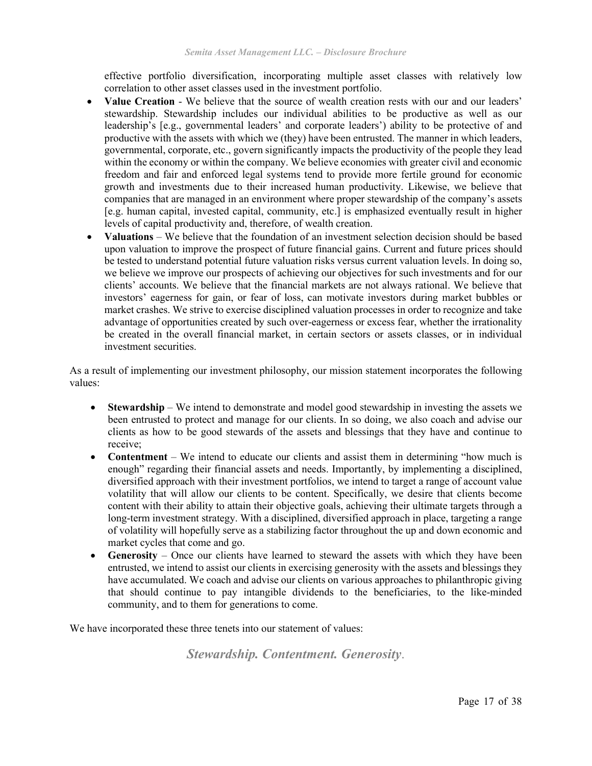effective portfolio diversification, incorporating multiple asset classes with relatively low correlation to other asset classes used in the investment portfolio.

- **Value Creation** - We believe that the source of wealth creation rests with our and our leaders' stewardship. Stewardship includes our individual abilities to be productive as well as our leadership's [e.g., governmental leaders' and corporate leaders') ability to be protective of and productive with the assets with which we (they) have been entrusted. The manner in which leaders, governmental, corporate, etc., govern significantly impacts the productivity of the people they lead within the economy or within the company. We believe economies with greater civil and economic freedom and fair and enforced legal systems tend to provide more fertile ground for economic growth and investments due to their increased human productivity. Likewise, we believe that companies that are managed in an environment where proper stewardship of the company's assets [e.g. human capital, invested capital, community, etc.] is emphasized eventually result in higher levels of capital productivity and, therefore, of wealth creation.
- **Valuations** – We believe that the foundation of an investment selection decision should be based upon valuation to improve the prospect of future financial gains. Current and future prices should be tested to understand potential future valuation risks versus current valuation levels. In doing so, we believe we improve our prospects of achieving our objectives for such investments and for our clients' accounts. We believe that the financial markets are not always rational. We believe that investors' eagerness for gain, or fear of loss, can motivate investors during market bubbles or market crashes. We strive to exercise disciplined valuation processes in order to recognize and take advantage of opportunities created by such over-eagerness or excess fear, whether the irrationality be created in the overall financial market, in certain sectors or assets classes, or in individual investment securities.

As a result of implementing our investment philosophy, our mission statement incorporates the following values:

- **Stewardship** – We intend to demonstrate and model good stewardship in investing the assets we been entrusted to protect and manage for our clients. In so doing, we also coach and advise our clients as how to be good stewards of the assets and blessings that they have and continue to receive;
- **Contentment** – We intend to educate our clients and assist them in determining "how much is enough" regarding their financial assets and needs. Importantly, by implementing a disciplined, diversified approach with their investment portfolios, we intend to target a range of account value volatility that will allow our clients to be content. Specifically, we desire that clients become content with their ability to attain their objective goals, achieving their ultimate targets through a long-term investment strategy. With a disciplined, diversified approach in place, targeting a range of volatility will hopefully serve as a stabilizing factor throughout the up and down economic and market cycles that come and go.
- **Generosity** – Once our clients have learned to steward the assets with which they have been entrusted, we intend to assist our clients in exercising generosity with the assets and blessings they have accumulated. We coach and advise our clients on various approaches to philanthropic giving that should continue to pay intangible dividends to the beneficiaries, to the like-minded community, and to them for generations to come.

We have incorporated these three tenets into our statement of values:

***Stewardship. Contentment. Generosity.***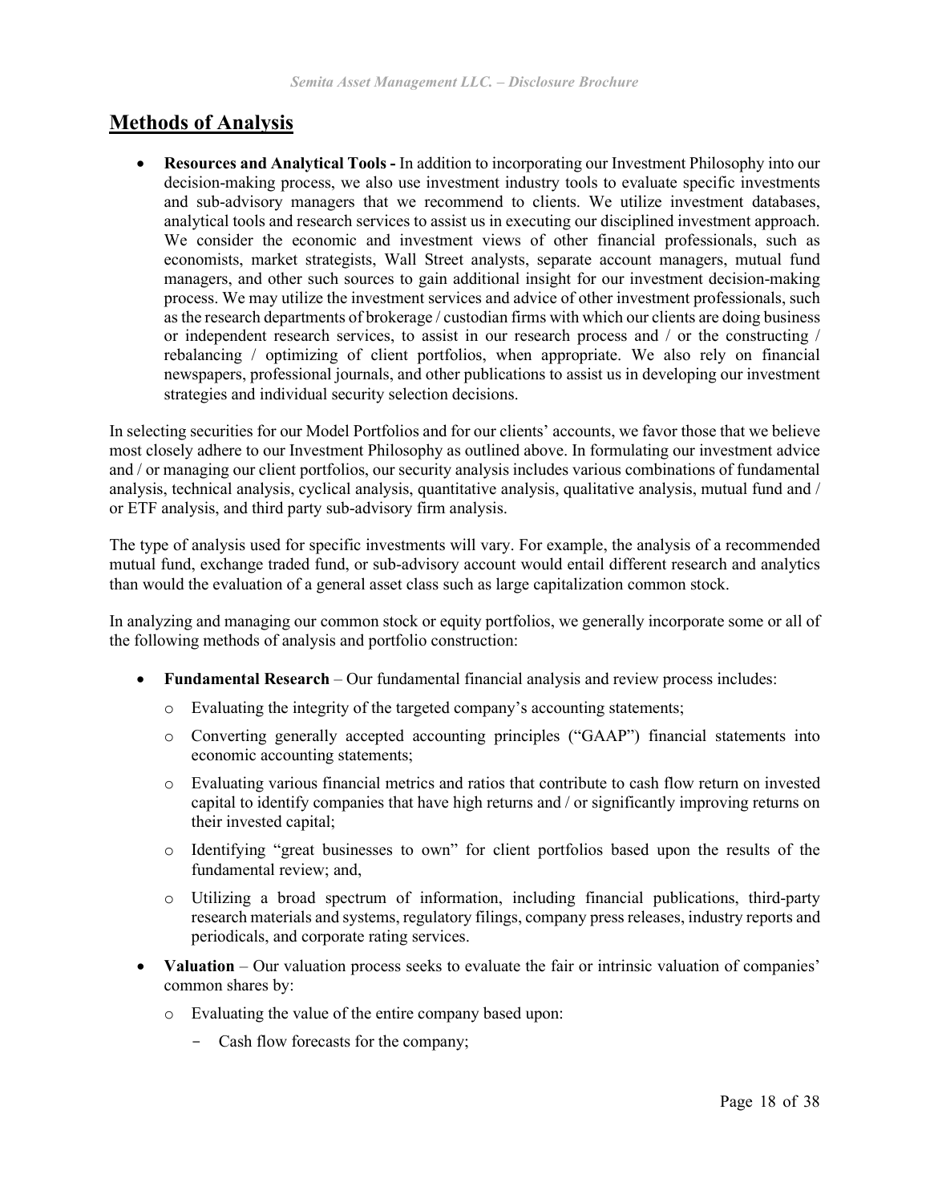## Methods of Analysis

- **Resources and Analytical Tools -** In addition to incorporating our Investment Philosophy into our decision-making process, we also use investment industry tools to evaluate specific investments and sub-advisory managers that we recommend to clients. We utilize investment databases, analytical tools and research services to assist us in executing our disciplined investment approach. We consider the economic and investment views of other financial professionals, such as economists, market strategists, Wall Street analysts, separate account managers, mutual fund managers, and other such sources to gain additional insight for our investment decision-making process. We may utilize the investment services and advice of other investment professionals, such as the research departments of brokerage / custodian firms with which our clients are doing business or independent research services, to assist in our research process and / or the constructing / rebalancing / optimizing of client portfolios, when appropriate. We also rely on financial newspapers, professional journals, and other publications to assist us in developing our investment strategies and individual security selection decisions.

In selecting securities for our Model Portfolios and for our clients' accounts, we favor those that we believe most closely adhere to our Investment Philosophy as outlined above. In formulating our investment advice and / or managing our client portfolios, our security analysis includes various combinations of fundamental analysis, technical analysis, cyclical analysis, quantitative analysis, qualitative analysis, mutual fund and / or ETF analysis, and third party sub-advisory firm analysis.

The type of analysis used for specific investments will vary. For example, the analysis of a recommended mutual fund, exchange traded fund, or sub-advisory account would entail different research and analytics than would the evaluation of a general asset class such as large capitalization common stock.

In analyzing and managing our common stock or equity portfolios, we generally incorporate some or all of the following methods of analysis and portfolio construction:

- **Fundamental Research** – Our fundamental financial analysis and review process includes:
  - Evaluating the integrity of the targeted company's accounting statements;
  - Converting generally accepted accounting principles ("GAAP") financial statements into economic accounting statements;
  - Evaluating various financial metrics and ratios that contribute to cash flow return on invested capital to identify companies that have high returns and / or significantly improving returns on their invested capital;
  - Identifying "great businesses to own" for client portfolios based upon the results of the fundamental review; and,
  - Utilizing a broad spectrum of information, including financial publications, third-party research materials and systems, regulatory filings, company press releases, industry reports and periodicals, and corporate rating services.
- **Valuation** – Our valuation process seeks to evaluate the fair or intrinsic valuation of companies' common shares by:
  - Evaluating the value of the entire company based upon:
    - Cash flow forecasts for the company;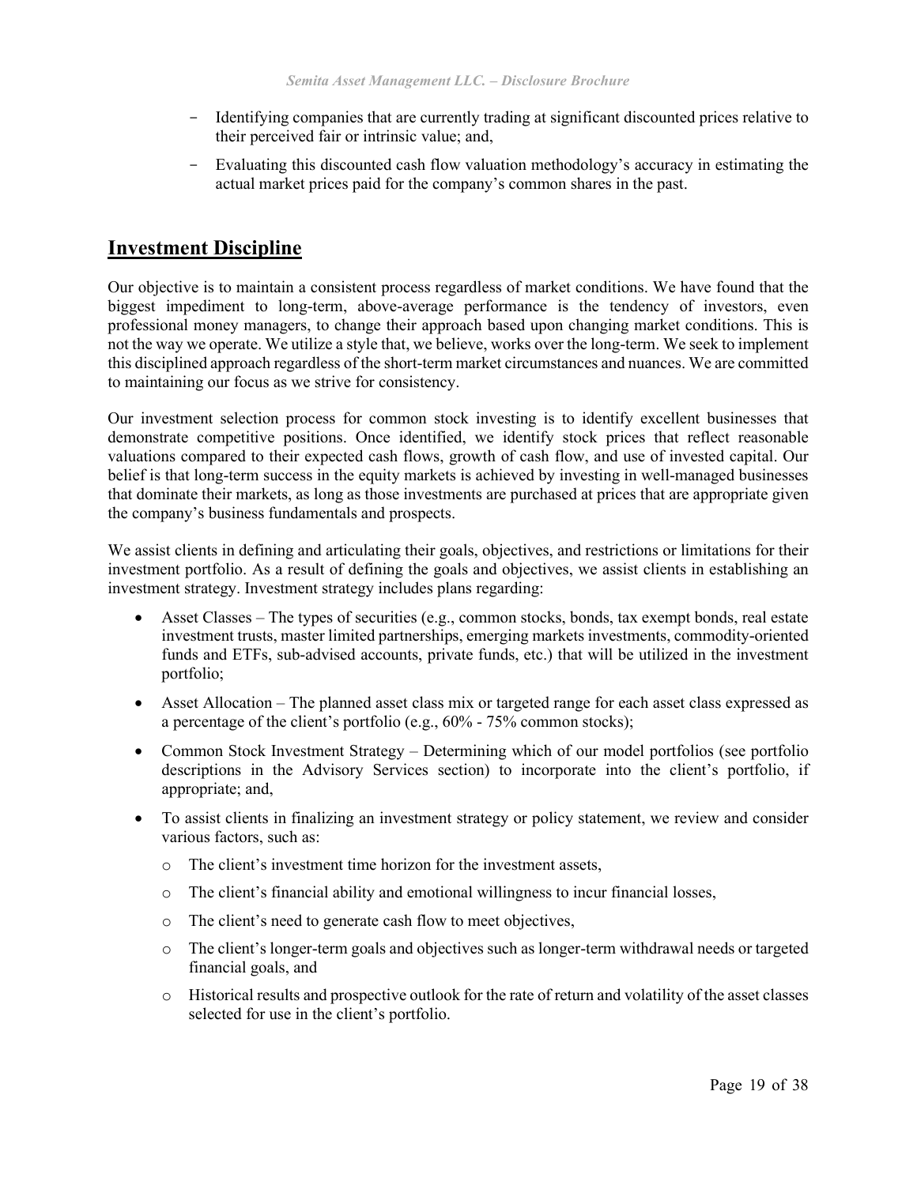- Identifying companies that are currently trading at significant discounted prices relative to their perceived fair or intrinsic value; and,
- Evaluating this discounted cash flow valuation methodology's accuracy in estimating the actual market prices paid for the company's common shares in the past.

## Investment Discipline

Our objective is to maintain a consistent process regardless of market conditions. We have found that the biggest impediment to long-term, above-average performance is the tendency of investors, even professional money managers, to change their approach based upon changing market conditions. This is not the way we operate. We utilize a style that, we believe, works over the long-term. We seek to implement this disciplined approach regardless of the short-term market circumstances and nuances. We are committed to maintaining our focus as we strive for consistency.

Our investment selection process for common stock investing is to identify excellent businesses that demonstrate competitive positions. Once identified, we identify stock prices that reflect reasonable valuations compared to their expected cash flows, growth of cash flow, and use of invested capital. Our belief is that long-term success in the equity markets is achieved by investing in well-managed businesses that dominate their markets, as long as those investments are purchased at prices that are appropriate given the company's business fundamentals and prospects.

We assist clients in defining and articulating their goals, objectives, and restrictions or limitations for their investment portfolio. As a result of defining the goals and objectives, we assist clients in establishing an investment strategy. Investment strategy includes plans regarding:

- Asset Classes – The types of securities (e.g., common stocks, bonds, tax exempt bonds, real estate investment trusts, master limited partnerships, emerging markets investments, commodity-oriented funds and ETFs, sub-advised accounts, private funds, etc.) that will be utilized in the investment portfolio;
- Asset Allocation – The planned asset class mix or targeted range for each asset class expressed as a percentage of the client's portfolio (e.g., 60% - 75% common stocks);
- Common Stock Investment Strategy – Determining which of our model portfolios (see portfolio descriptions in the Advisory Services section) to incorporate into the client's portfolio, if appropriate; and,
- To assist clients in finalizing an investment strategy or policy statement, we review and consider various factors, such as:
  - The client's investment time horizon for the investment assets,
  - The client's financial ability and emotional willingness to incur financial losses,
  - The client's need to generate cash flow to meet objectives,
  - The client's longer-term goals and objectives such as longer-term withdrawal needs or targeted financial goals, and
  - Historical results and prospective outlook for the rate of return and volatility of the asset classes selected for use in the client's portfolio.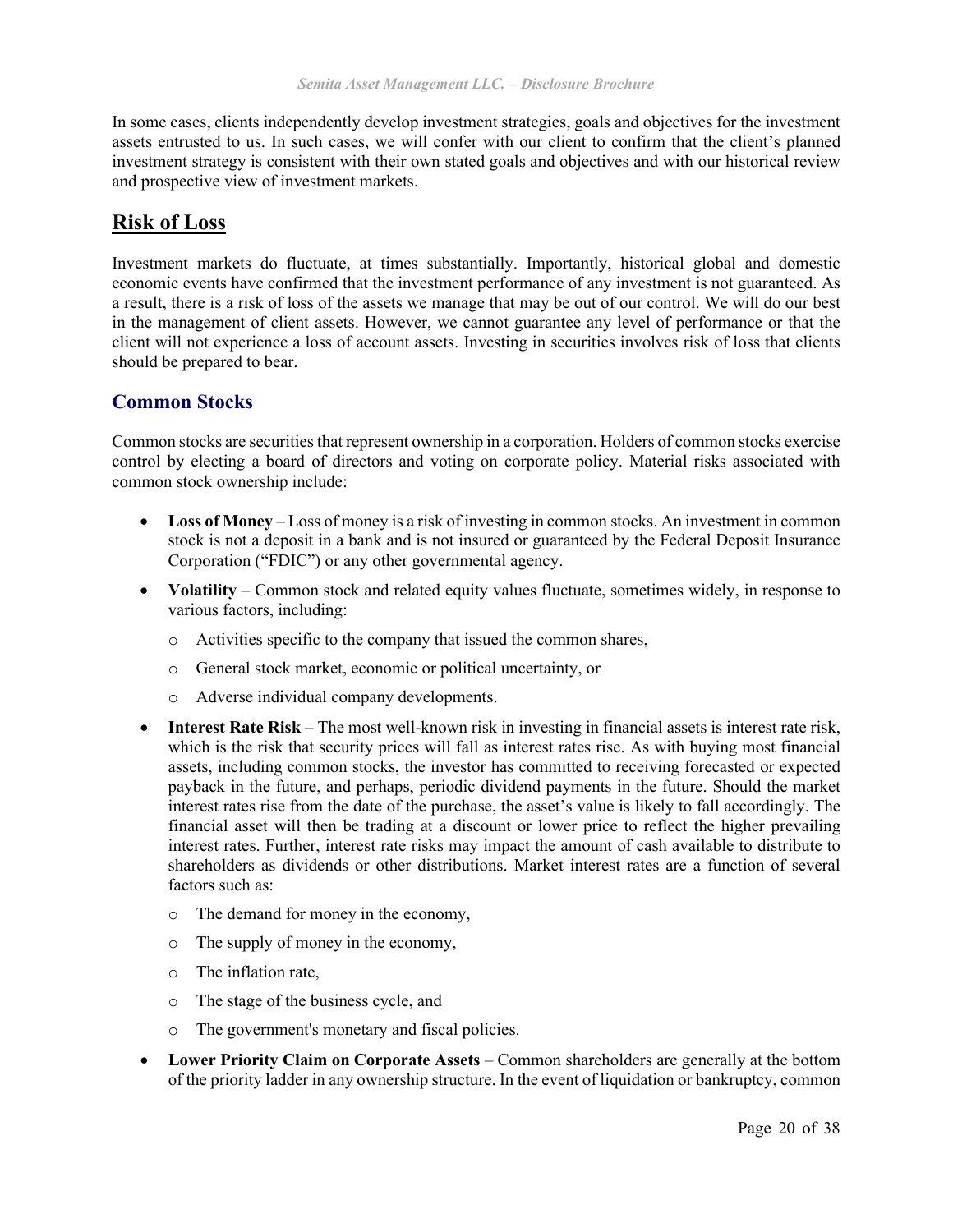In some cases, clients independently develop investment strategies, goals and objectives for the investment assets entrusted to us. In such cases, we will confer with our client to confirm that the client's planned investment strategy is consistent with their own stated goals and objectives and with our historical review and prospective view of investment markets.

## Risk of Loss

Investment markets do fluctuate, at times substantially. Importantly, historical global and domestic economic events have confirmed that the investment performance of any investment is not guaranteed. As a result, there is a risk of loss of the assets we manage that may be out of our control. We will do our best in the management of client assets. However, we cannot guarantee any level of performance or that the client will not experience a loss of account assets. Investing in securities involves risk of loss that clients should be prepared to bear.

### Common Stocks

Common stocks are securities that represent ownership in a corporation. Holders of common stocks exercise control by electing a board of directors and voting on corporate policy. Material risks associated with common stock ownership include:

- **Loss of Money** – Loss of money is a risk of investing in common stocks. An investment in common stock is not a deposit in a bank and is not insured or guaranteed by the Federal Deposit Insurance Corporation ("FDIC") or any other governmental agency.
- **Volatility** – Common stock and related equity values fluctuate, sometimes widely, in response to various factors, including:
  - Activities specific to the company that issued the common shares,
  - General stock market, economic or political uncertainty, or
  - Adverse individual company developments.
- **Interest Rate Risk** – The most well-known risk in investing in financial assets is interest rate risk, which is the risk that security prices will fall as interest rates rise. As with buying most financial assets, including common stocks, the investor has committed to receiving forecasted or expected payback in the future, and perhaps, periodic dividend payments in the future. Should the market interest rates rise from the date of the purchase, the asset's value is likely to fall accordingly. The financial asset will then be trading at a discount or lower price to reflect the higher prevailing interest rates. Further, interest rate risks may impact the amount of cash available to distribute to shareholders as dividends or other distributions. Market interest rates are a function of several factors such as:
  - The demand for money in the economy,
  - The supply of money in the economy,
  - The inflation rate,
  - The stage of the business cycle, and
  - The government's monetary and fiscal policies.
- **Lower Priority Claim on Corporate Assets** – Common shareholders are generally at the bottom of the priority ladder in any ownership structure. In the event of liquidation or bankruptcy, common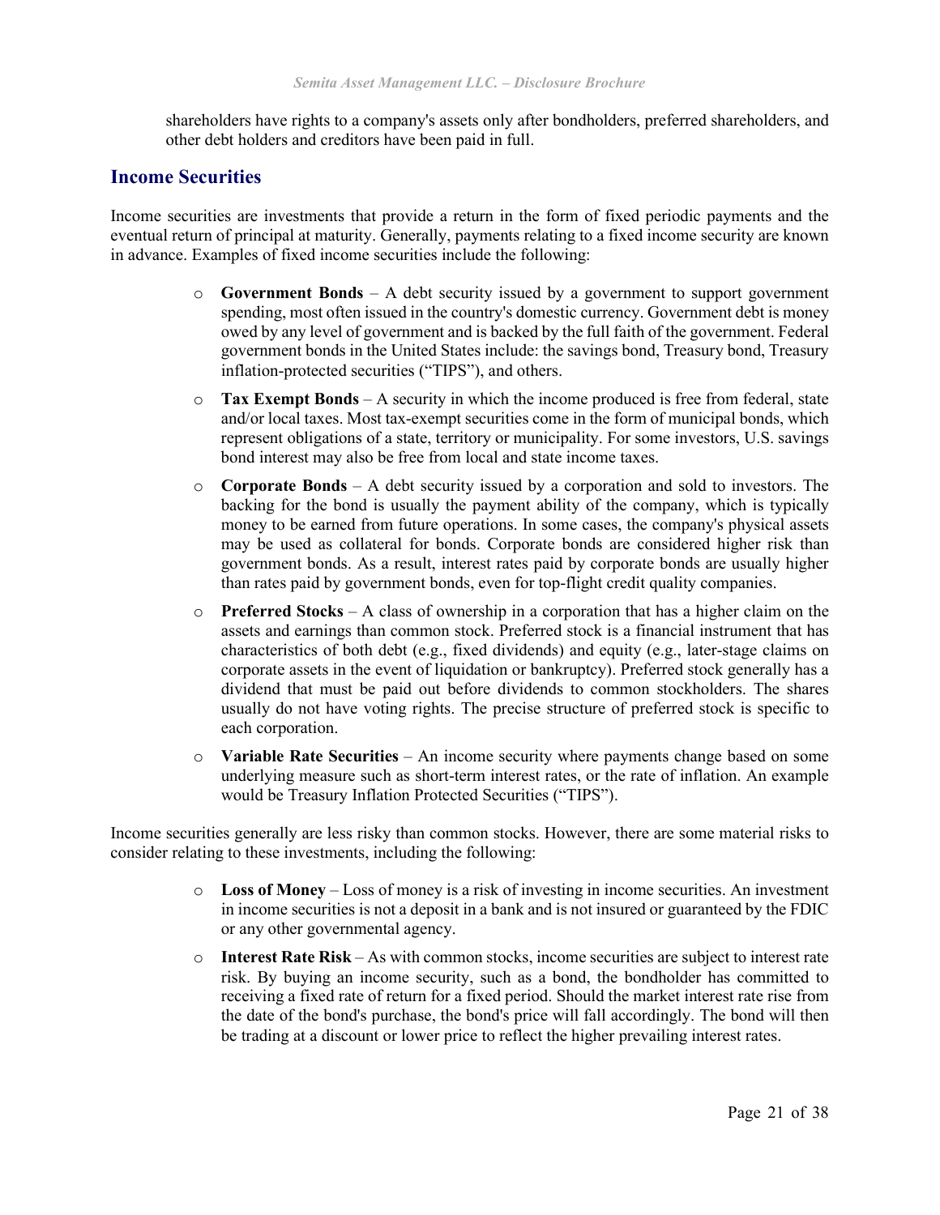shareholders have rights to a company's assets only after bondholders, preferred shareholders, and other debt holders and creditors have been paid in full.

## Income Securities

Income securities are investments that provide a return in the form of fixed periodic payments and the eventual return of principal at maturity. Generally, payments relating to a fixed income security are known in advance. Examples of fixed income securities include the following:

- **Government Bonds** – A debt security issued by a government to support government spending, most often issued in the country's domestic currency. Government debt is money owed by any level of government and is backed by the full faith of the government. Federal government bonds in the United States include: the savings bond, Treasury bond, Treasury inflation-protected securities ("TIPS"), and others.
- **Tax Exempt Bonds** – A security in which the income produced is free from federal, state and/or local taxes. Most tax-exempt securities come in the form of municipal bonds, which represent obligations of a state, territory or municipality. For some investors, U.S. savings bond interest may also be free from local and state income taxes.
- **Corporate Bonds** – A debt security issued by a corporation and sold to investors. The backing for the bond is usually the payment ability of the company, which is typically money to be earned from future operations. In some cases, the company's physical assets may be used as collateral for bonds. Corporate bonds are considered higher risk than government bonds. As a result, interest rates paid by corporate bonds are usually higher than rates paid by government bonds, even for top-flight credit quality companies.
- **Preferred Stocks** – A class of ownership in a corporation that has a higher claim on the assets and earnings than common stock. Preferred stock is a financial instrument that has characteristics of both debt (e.g., fixed dividends) and equity (e.g., later-stage claims on corporate assets in the event of liquidation or bankruptcy). Preferred stock generally has a dividend that must be paid out before dividends to common stockholders. The shares usually do not have voting rights. The precise structure of preferred stock is specific to each corporation.
- **Variable Rate Securities** – An income security where payments change based on some underlying measure such as short-term interest rates, or the rate of inflation. An example would be Treasury Inflation Protected Securities ("TIPS").

Income securities generally are less risky than common stocks. However, there are some material risks to consider relating to these investments, including the following:

- **Loss of Money** – Loss of money is a risk of investing in income securities. An investment in income securities is not a deposit in a bank and is not insured or guaranteed by the FDIC or any other governmental agency.
- **Interest Rate Risk** – As with common stocks, income securities are subject to interest rate risk. By buying an income security, such as a bond, the bondholder has committed to receiving a fixed rate of return for a fixed period. Should the market interest rate rise from the date of the bond's purchase, the bond's price will fall accordingly. The bond will then be trading at a discount or lower price to reflect the higher prevailing interest rates.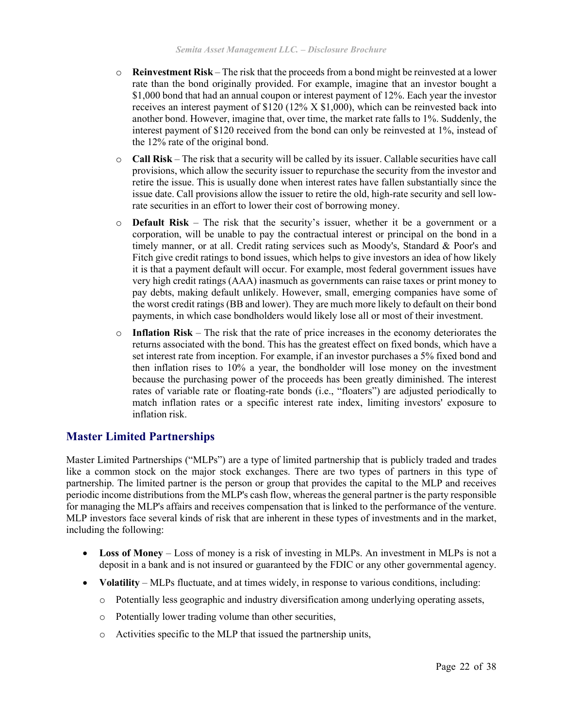- **Reinvestment Risk** – The risk that the proceeds from a bond might be reinvested at a lower rate than the bond originally provided. For example, imagine that an investor bought a $1,000 bond that had an annual coupon or interest payment of 12%. Each year the investor receives an interest payment of $120 (12% X $1,000), which can be reinvested back into another bond. However, imagine that, over time, the market rate falls to 1%. Suddenly, the interest payment of $120 received from the bond can only be reinvested at 1%, instead of the 12% rate of the original bond.
- **Call Risk** – The risk that a security will be called by its issuer. Callable securities have call provisions, which allow the security issuer to repurchase the security from the investor and retire the issue. This is usually done when interest rates have fallen substantially since the issue date. Call provisions allow the issuer to retire the old, high-rate security and sell low-rate securities in an effort to lower their cost of borrowing money.
- **Default Risk** – The risk that the security's issuer, whether it be a government or a corporation, will be unable to pay the contractual interest or principal on the bond in a timely manner, or at all. Credit rating services such as Moody's, Standard & Poor's and Fitch give credit ratings to bond issues, which helps to give investors an idea of how likely it is that a payment default will occur. For example, most federal government issues have very high credit ratings (AAA) inasmuch as governments can raise taxes or print money to pay debts, making default unlikely. However, small, emerging companies have some of the worst credit ratings (BB and lower). They are much more likely to default on their bond payments, in which case bondholders would likely lose all or most of their investment.
- **Inflation Risk** – The risk that the rate of price increases in the economy deteriorates the returns associated with the bond. This has the greatest effect on fixed bonds, which have a set interest rate from inception. For example, if an investor purchases a 5% fixed bond and then inflation rises to 10% a year, the bondholder will lose money on the investment because the purchasing power of the proceeds has been greatly diminished. The interest rates of variable rate or floating-rate bonds (i.e., "floaters") are adjusted periodically to match inflation rates or a specific interest rate index, limiting investors' exposure to inflation risk.

## Master Limited Partnerships

Master Limited Partnerships ("MLPs") are a type of limited partnership that is publicly traded and trades like a common stock on the major stock exchanges. There are two types of partners in this type of partnership. The limited partner is the person or group that provides the capital to the MLP and receives periodic income distributions from the MLP's cash flow, whereas the general partner is the party responsible for managing the MLP's affairs and receives compensation that is linked to the performance of the venture. MLP investors face several kinds of risk that are inherent in these types of investments and in the market, including the following:

- **Loss of Money** – Loss of money is a risk of investing in MLPs. An investment in MLPs is not a deposit in a bank and is not insured or guaranteed by the FDIC or any other governmental agency.
- **Volatility** – MLPs fluctuate, and at times widely, in response to various conditions, including:
  - Potentially less geographic and industry diversification among underlying operating assets,
  - Potentially lower trading volume than other securities,
  - Activities specific to the MLP that issued the partnership units,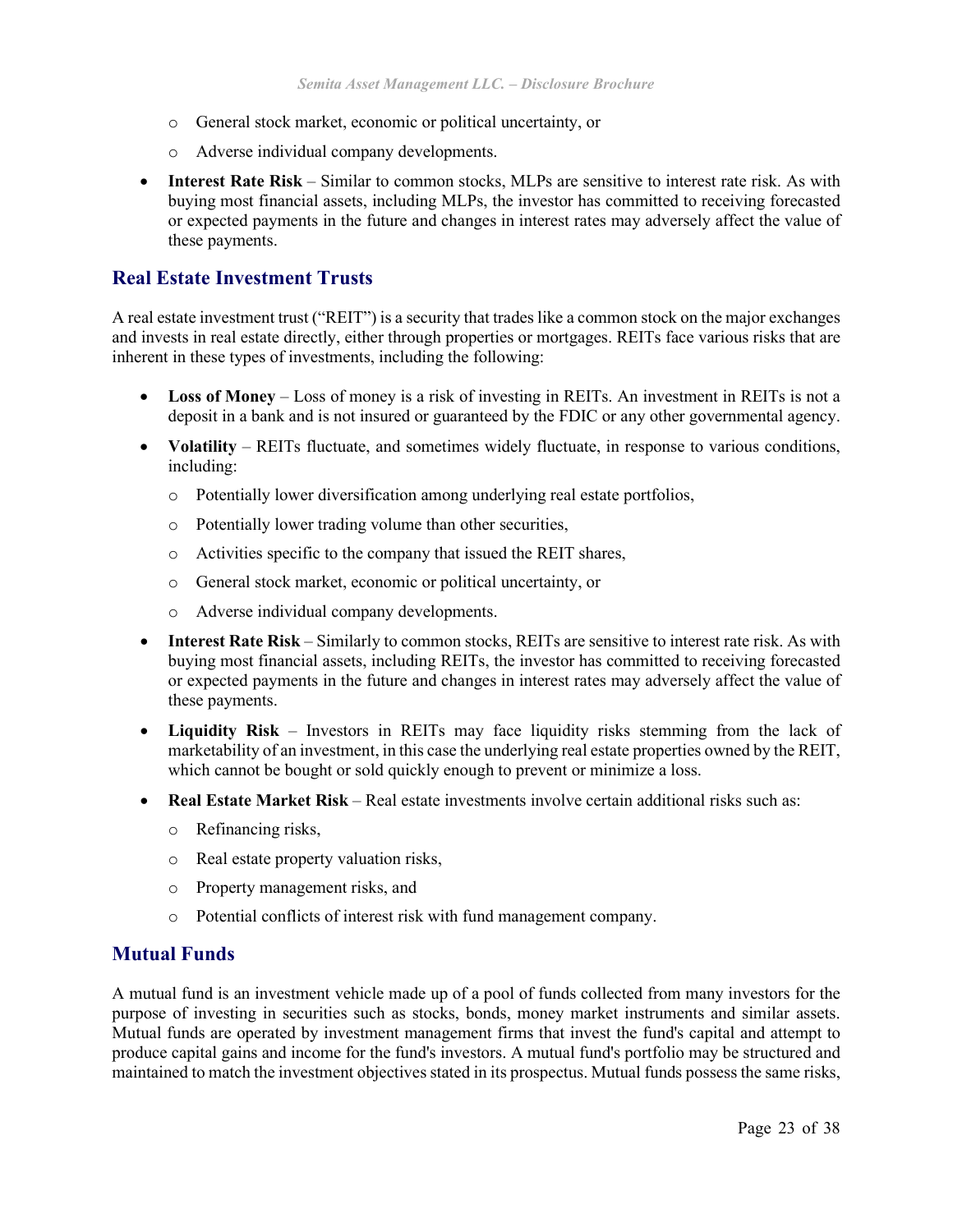- General stock market, economic or political uncertainty, or
- Adverse individual company developments.

- **Interest Rate Risk** – Similar to common stocks, MLPs are sensitive to interest rate risk. As with buying most financial assets, including MLPs, the investor has committed to receiving forecasted or expected payments in the future and changes in interest rates may adversely affect the value of these payments.

## Real Estate Investment Trusts

A real estate investment trust ("REIT") is a security that trades like a common stock on the major exchanges and invests in real estate directly, either through properties or mortgages. REITs face various risks that are inherent in these types of investments, including the following:

- **Loss of Money** – Loss of money is a risk of investing in REITs. An investment in REITs is not a deposit in a bank and is not insured or guaranteed by the FDIC or any other governmental agency.
- **Volatility** – REITs fluctuate, and sometimes widely fluctuate, in response to various conditions, including:
  - Potentially lower diversification among underlying real estate portfolios,
  - Potentially lower trading volume than other securities,
  - Activities specific to the company that issued the REIT shares,
  - General stock market, economic or political uncertainty, or
  - Adverse individual company developments.
- **Interest Rate Risk** – Similarly to common stocks, REITs are sensitive to interest rate risk. As with buying most financial assets, including REITs, the investor has committed to receiving forecasted or expected payments in the future and changes in interest rates may adversely affect the value of these payments.
- **Liquidity Risk** – Investors in REITs may face liquidity risks stemming from the lack of marketability of an investment, in this case the underlying real estate properties owned by the REIT, which cannot be bought or sold quickly enough to prevent or minimize a loss.
- **Real Estate Market Risk** – Real estate investments involve certain additional risks such as:
  - Refinancing risks,
  - Real estate property valuation risks,
  - Property management risks, and
  - Potential conflicts of interest risk with fund management company.

## Mutual Funds

A mutual fund is an investment vehicle made up of a pool of funds collected from many investors for the purpose of investing in securities such as stocks, bonds, money market instruments and similar assets. Mutual funds are operated by investment management firms that invest the fund's capital and attempt to produce capital gains and income for the fund's investors. A mutual fund's portfolio may be structured and maintained to match the investment objectives stated in its prospectus. Mutual funds possess the same risks,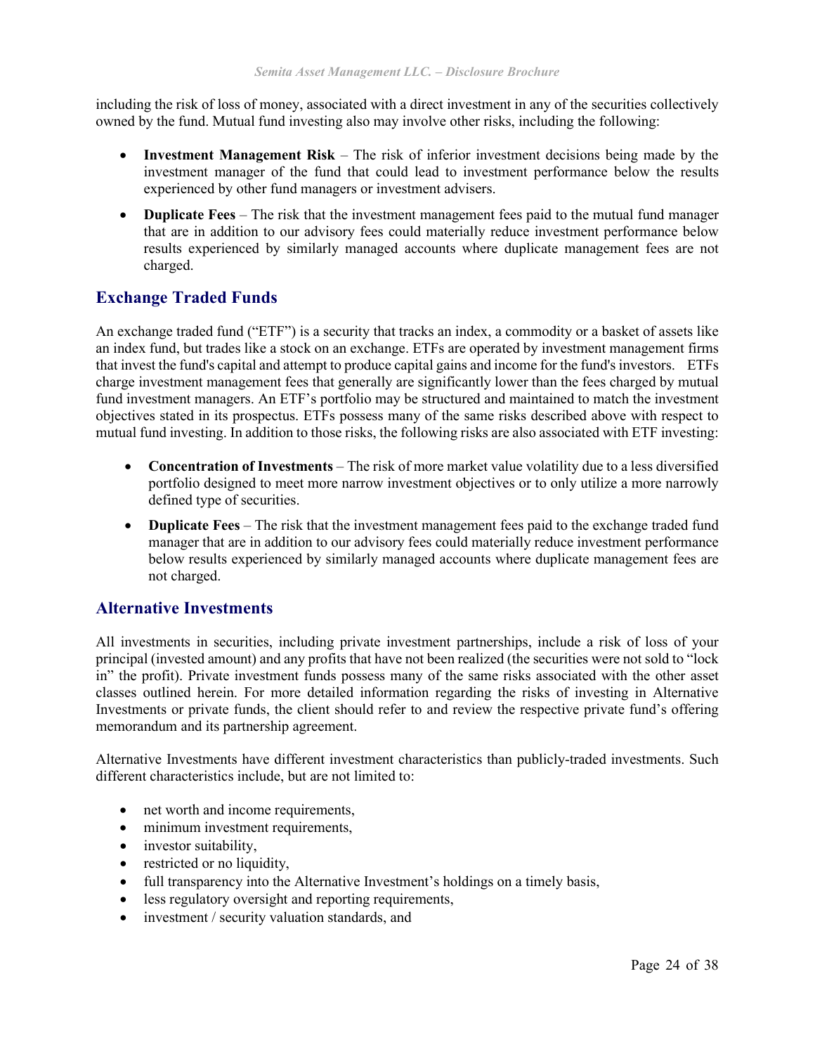including the risk of loss of money, associated with a direct investment in any of the securities collectively owned by the fund. Mutual fund investing also may involve other risks, including the following:

- **Investment Management Risk** – The risk of inferior investment decisions being made by the investment manager of the fund that could lead to investment performance below the results experienced by other fund managers or investment advisers.
- **Duplicate Fees** – The risk that the investment management fees paid to the mutual fund manager that are in addition to our advisory fees could materially reduce investment performance below results experienced by similarly managed accounts where duplicate management fees are not charged.

## Exchange Traded Funds

An exchange traded fund ("ETF") is a security that tracks an index, a commodity or a basket of assets like an index fund, but trades like a stock on an exchange. ETFs are operated by investment management firms that invest the fund's capital and attempt to produce capital gains and income for the fund's investors. ETFs charge investment management fees that generally are significantly lower than the fees charged by mutual fund investment managers. An ETF's portfolio may be structured and maintained to match the investment objectives stated in its prospectus. ETFs possess many of the same risks described above with respect to mutual fund investing. In addition to those risks, the following risks are also associated with ETF investing:

- **Concentration of Investments** – The risk of more market value volatility due to a less diversified portfolio designed to meet more narrow investment objectives or to only utilize a more narrowly defined type of securities.
- **Duplicate Fees** – The risk that the investment management fees paid to the exchange traded fund manager that are in addition to our advisory fees could materially reduce investment performance below results experienced by similarly managed accounts where duplicate management fees are not charged.

## Alternative Investments

All investments in securities, including private investment partnerships, include a risk of loss of your principal (invested amount) and any profits that have not been realized (the securities were not sold to "lock in" the profit). Private investment funds possess many of the same risks associated with the other asset classes outlined herein. For more detailed information regarding the risks of investing in Alternative Investments or private funds, the client should refer to and review the respective private fund's offering memorandum and its partnership agreement.

Alternative Investments have different investment characteristics than publicly-traded investments. Such different characteristics include, but are not limited to:

- net worth and income requirements,
- minimum investment requirements,
- investor suitability,
- restricted or no liquidity,
- full transparency into the Alternative Investment's holdings on a timely basis,
- less regulatory oversight and reporting requirements,
- investment / security valuation standards, and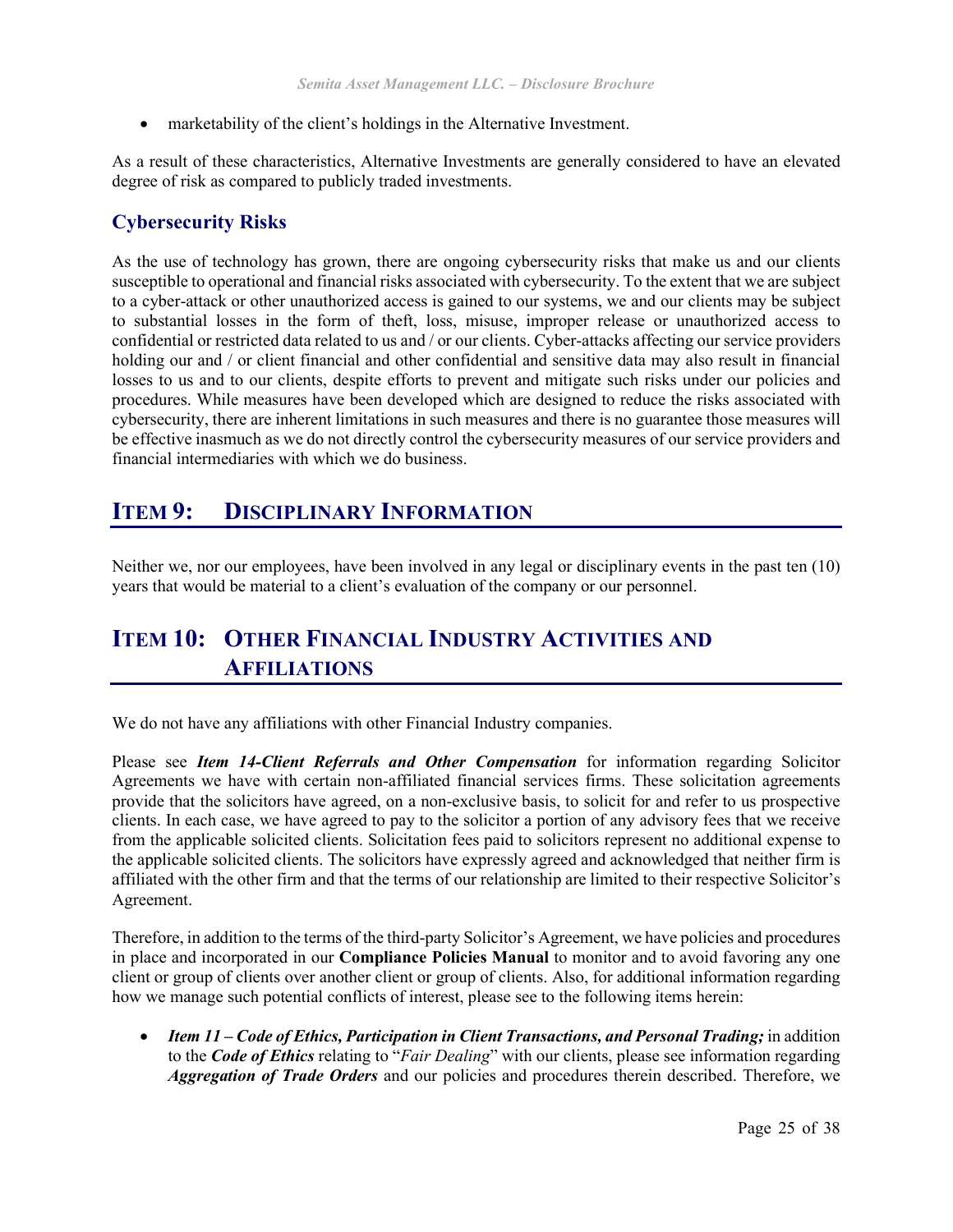- marketability of the client's holdings in the Alternative Investment.

As a result of these characteristics, Alternative Investments are generally considered to have an elevated degree of risk as compared to publicly traded investments.

### Cybersecurity Risks

As the use of technology has grown, there are ongoing cybersecurity risks that make us and our clients susceptible to operational and financial risks associated with cybersecurity. To the extent that we are subject to a cyber-attack or other unauthorized access is gained to our systems, we and our clients may be subject to substantial losses in the form of theft, loss, misuse, improper release or unauthorized access to confidential or restricted data related to us and / or our clients. Cyber-attacks affecting our service providers holding our and / or client financial and other confidential and sensitive data may also result in financial losses to us and to our clients, despite efforts to prevent and mitigate such risks under our policies and procedures. While measures have been developed which are designed to reduce the risks associated with cybersecurity, there are inherent limitations in such measures and there is no guarantee those measures will be effective inasmuch as we do not directly control the cybersecurity measures of our service providers and financial intermediaries with which we do business.

## ITEM 9: DISCIPLINARY INFORMATION

Neither we, nor our employees, have been involved in any legal or disciplinary events in the past ten (10) years that would be material to a client's evaluation of the company or our personnel.

## ITEM 10: OTHER FINANCIAL INDUSTRY ACTIVITIES AND AFFILIATIONS

We do not have any affiliations with other Financial Industry companies.

Please see ***Item 14-Client Referrals and Other Compensation*** for information regarding Solicitor Agreements we have with certain non-affiliated financial services firms. These solicitation agreements provide that the solicitors have agreed, on a non-exclusive basis, to solicit for and refer to us prospective clients. In each case, we have agreed to pay to the solicitor a portion of any advisory fees that we receive from the applicable solicited clients. Solicitation fees paid to solicitors represent no additional expense to the applicable solicited clients. The solicitors have expressly agreed and acknowledged that neither firm is affiliated with the other firm and that the terms of our relationship are limited to their respective Solicitor's Agreement.

Therefore, in addition to the terms of the third-party Solicitor's Agreement, we have policies and procedures in place and incorporated in our **Compliance Policies Manual** to monitor and to avoid favoring any one client or group of clients over another client or group of clients. Also, for additional information regarding how we manage such potential conflicts of interest, please see to the following items herein:

- ***Item 11 – Code of Ethics, Participation in Client Transactions, and Personal Trading;*** in addition to the ***Code of Ethics*** relating to "*Fair Dealing*" with our clients, please see information regarding ***Aggregation of Trade Orders*** and our policies and procedures therein described. Therefore, we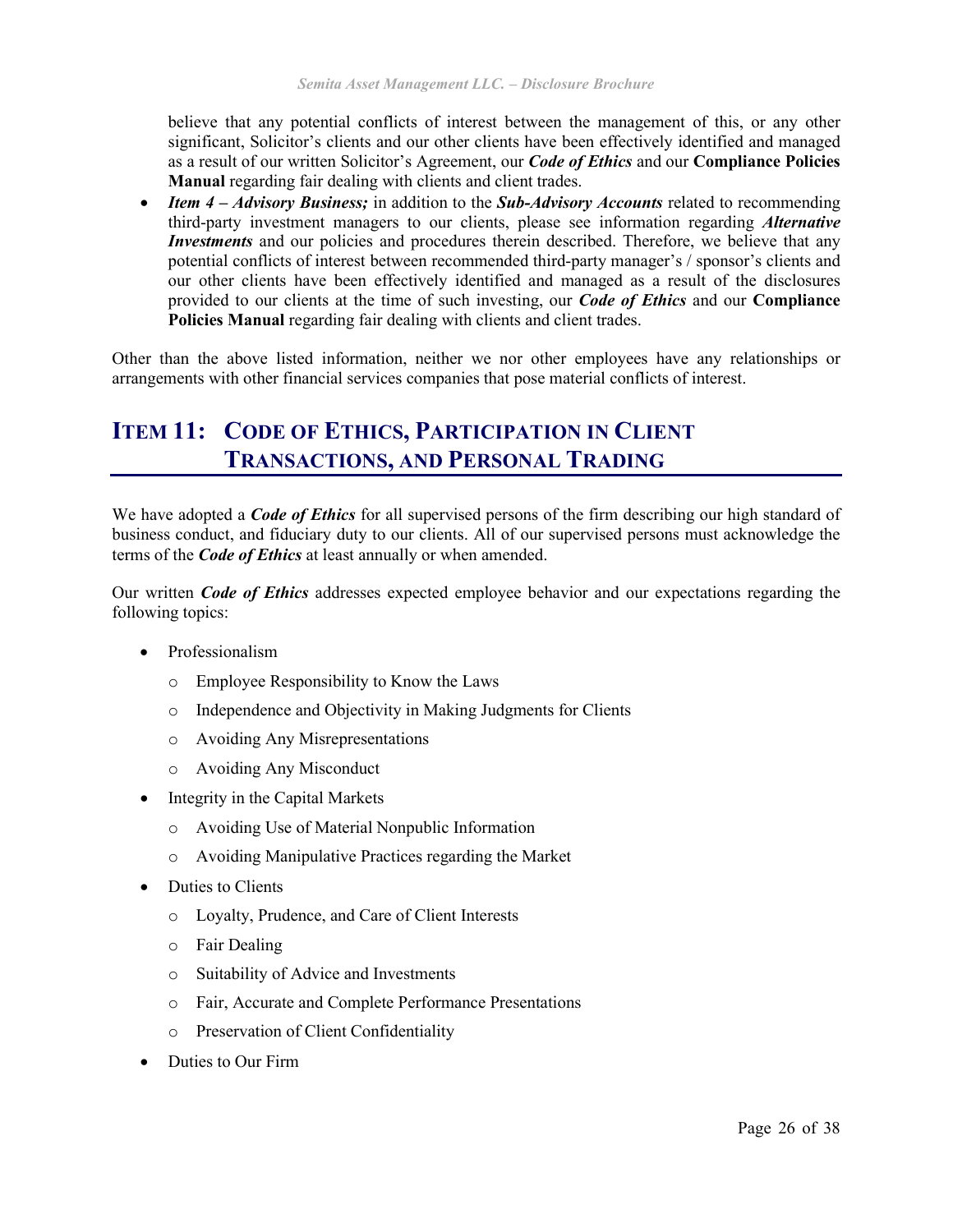believe that any potential conflicts of interest between the management of this, or any other significant, Solicitor's clients and our other clients have been effectively identified and managed as a result of our written Solicitor's Agreement, our ***Code of Ethics*** and our **Compliance Policies Manual** regarding fair dealing with clients and client trades.

- ***Item 4 – Advisory Business;*** in addition to the ***Sub-Advisory Accounts*** related to recommending third-party investment managers to our clients, please see information regarding ***Alternative Investments*** and our policies and procedures therein described. Therefore, we believe that any potential conflicts of interest between recommended third-party manager's / sponsor's clients and our other clients have been effectively identified and managed as a result of the disclosures provided to our clients at the time of such investing, our ***Code of Ethics*** and our **Compliance Policies Manual** regarding fair dealing with clients and client trades.

Other than the above listed information, neither we nor other employees have any relationships or arrangements with other financial services companies that pose material conflicts of interest.

# ITEM 11: CODE OF ETHICS, PARTICIPATION IN CLIENT TRANSACTIONS, AND PERSONAL TRADING

We have adopted a ***Code of Ethics*** for all supervised persons of the firm describing our high standard of business conduct, and fiduciary duty to our clients. All of our supervised persons must acknowledge the terms of the ***Code of Ethics*** at least annually or when amended.

Our written ***Code of Ethics*** addresses expected employee behavior and our expectations regarding the following topics:

- Professionalism
  - Employee Responsibility to Know the Laws
  - Independence and Objectivity in Making Judgments for Clients
  - Avoiding Any Misrepresentations
  - Avoiding Any Misconduct
- Integrity in the Capital Markets
  - Avoiding Use of Material Nonpublic Information
  - Avoiding Manipulative Practices regarding the Market
- Duties to Clients
  - Loyalty, Prudence, and Care of Client Interests
  - Fair Dealing
  - Suitability of Advice and Investments
  - Fair, Accurate and Complete Performance Presentations
  - Preservation of Client Confidentiality
- Duties to Our Firm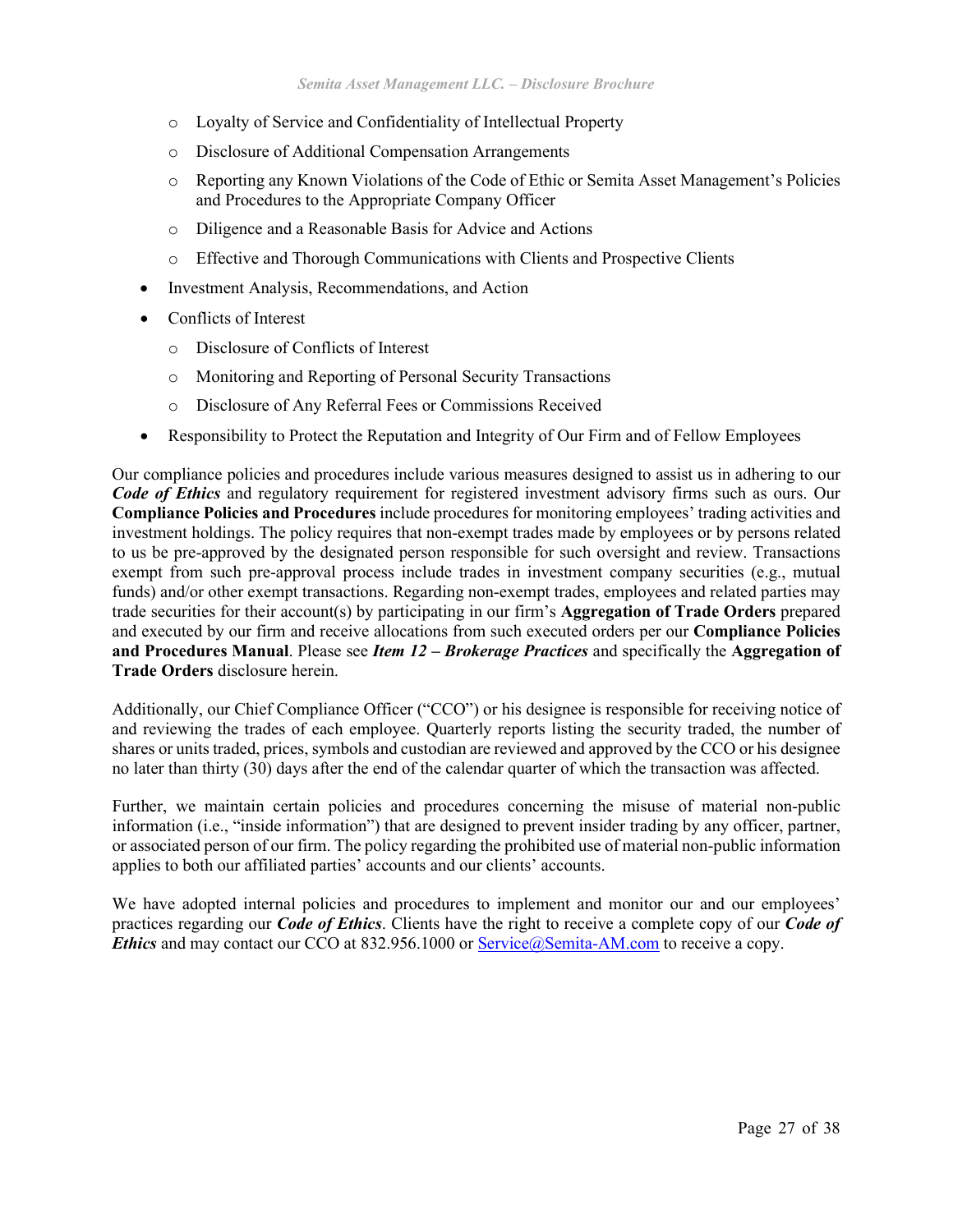- Loyalty of Service and Confidentiality of Intellectual Property
  - Disclosure of Additional Compensation Arrangements
  - Reporting any Known Violations of the Code of Ethic or Semita Asset Management's Policies and Procedures to the Appropriate Company Officer
  - Diligence and a Reasonable Basis for Advice and Actions
  - Effective and Thorough Communications with Clients and Prospective Clients
- Investment Analysis, Recommendations, and Action
- Conflicts of Interest
  - Disclosure of Conflicts of Interest
  - Monitoring and Reporting of Personal Security Transactions
  - Disclosure of Any Referral Fees or Commissions Received
- Responsibility to Protect the Reputation and Integrity of Our Firm and of Fellow Employees

Our compliance policies and procedures include various measures designed to assist us in adhering to our ***Code of Ethics*** and regulatory requirement for registered investment advisory firms such as ours. Our **Compliance Policies and Procedures** include procedures for monitoring employees' trading activities and investment holdings. The policy requires that non-exempt trades made by employees or by persons related to us be pre-approved by the designated person responsible for such oversight and review. Transactions exempt from such pre-approval process include trades in investment company securities (e.g., mutual funds) and/or other exempt transactions. Regarding non-exempt trades, employees and related parties may trade securities for their account(s) by participating in our firm's **Aggregation of Trade Orders** prepared and executed by our firm and receive allocations from such executed orders per our **Compliance Policies and Procedures Manual**. Please see ***Item 12 – Brokerage Practices*** and specifically the **Aggregation of Trade Orders** disclosure herein.

Additionally, our Chief Compliance Officer ("CCO") or his designee is responsible for receiving notice of and reviewing the trades of each employee. Quarterly reports listing the security traded, the number of shares or units traded, prices, symbols and custodian are reviewed and approved by the CCO or his designee no later than thirty (30) days after the end of the calendar quarter of which the transaction was affected.

Further, we maintain certain policies and procedures concerning the misuse of material non-public information (i.e., "inside information") that are designed to prevent insider trading by any officer, partner, or associated person of our firm. The policy regarding the prohibited use of material non-public information applies to both our affiliated parties' accounts and our clients' accounts.

We have adopted internal policies and procedures to implement and monitor our and our employees' practices regarding our ***Code of Ethics***. Clients have the right to receive a complete copy of our ***Code of Ethics*** and may contact our CCO at 832.956.1000 or Service@Semita-AM.com to receive a copy.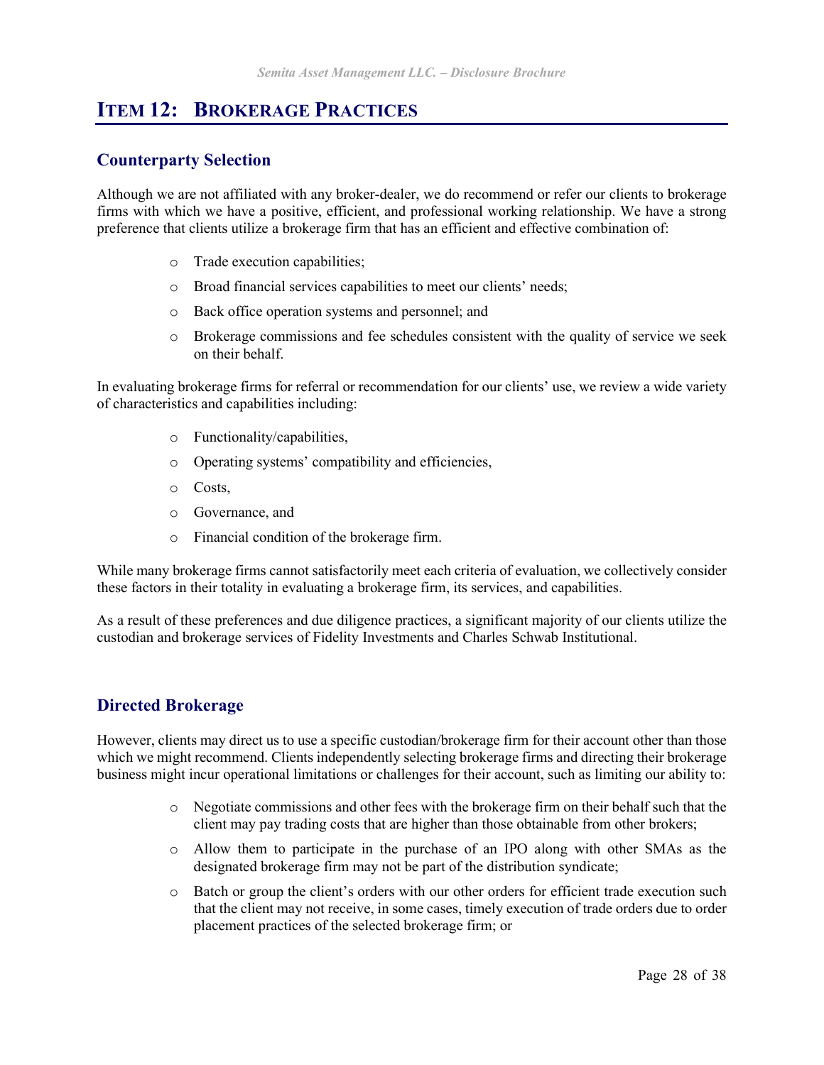## ITEM 12: BROKERAGE PRACTICES

### Counterparty Selection

Although we are not affiliated with any broker-dealer, we do recommend or refer our clients to brokerage firms with which we have a positive, efficient, and professional working relationship. We have a strong preference that clients utilize a brokerage firm that has an efficient and effective combination of:

- Trade execution capabilities;
- Broad financial services capabilities to meet our clients' needs;
- Back office operation systems and personnel; and
- Brokerage commissions and fee schedules consistent with the quality of service we seek on their behalf.

In evaluating brokerage firms for referral or recommendation for our clients' use, we review a wide variety of characteristics and capabilities including:

- Functionality/capabilities,
- Operating systems' compatibility and efficiencies,
- Costs,
- Governance, and
- Financial condition of the brokerage firm.

While many brokerage firms cannot satisfactorily meet each criteria of evaluation, we collectively consider these factors in their totality in evaluating a brokerage firm, its services, and capabilities.

As a result of these preferences and due diligence practices, a significant majority of our clients utilize the custodian and brokerage services of Fidelity Investments and Charles Schwab Institutional.

### Directed Brokerage

However, clients may direct us to use a specific custodian/brokerage firm for their account other than those which we might recommend. Clients independently selecting brokerage firms and directing their brokerage business might incur operational limitations or challenges for their account, such as limiting our ability to:

- Negotiate commissions and other fees with the brokerage firm on their behalf such that the client may pay trading costs that are higher than those obtainable from other brokers;
- Allow them to participate in the purchase of an IPO along with other SMAs as the designated brokerage firm may not be part of the distribution syndicate;
- Batch or group the client's orders with our other orders for efficient trade execution such that the client may not receive, in some cases, timely execution of trade orders due to order placement practices of the selected brokerage firm; or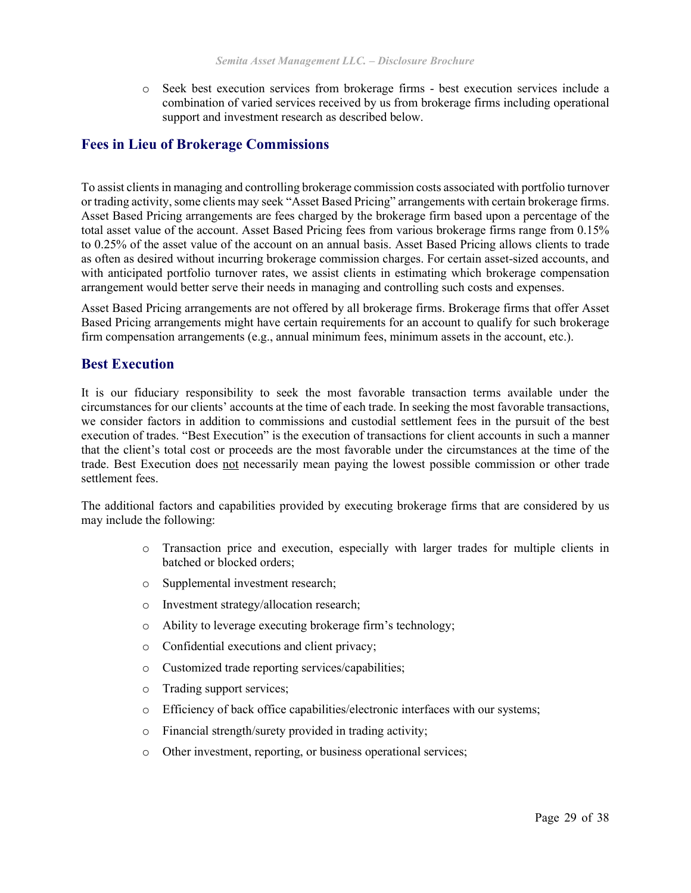- Seek best execution services from brokerage firms - best execution services include a combination of varied services received by us from brokerage firms including operational support and investment research as described below.

## Fees in Lieu of Brokerage Commissions

To assist clients in managing and controlling brokerage commission costs associated with portfolio turnover or trading activity, some clients may seek "Asset Based Pricing" arrangements with certain brokerage firms. Asset Based Pricing arrangements are fees charged by the brokerage firm based upon a percentage of the total asset value of the account. Asset Based Pricing fees from various brokerage firms range from 0.15% to 0.25% of the asset value of the account on an annual basis. Asset Based Pricing allows clients to trade as often as desired without incurring brokerage commission charges. For certain asset-sized accounts, and with anticipated portfolio turnover rates, we assist clients in estimating which brokerage compensation arrangement would better serve their needs in managing and controlling such costs and expenses.

Asset Based Pricing arrangements are not offered by all brokerage firms. Brokerage firms that offer Asset Based Pricing arrangements might have certain requirements for an account to qualify for such brokerage firm compensation arrangements (e.g., annual minimum fees, minimum assets in the account, etc.).

## Best Execution

It is our fiduciary responsibility to seek the most favorable transaction terms available under the circumstances for our clients' accounts at the time of each trade. In seeking the most favorable transactions, we consider factors in addition to commissions and custodial settlement fees in the pursuit of the best execution of trades. "Best Execution" is the execution of transactions for client accounts in such a manner that the client's total cost or proceeds are the most favorable under the circumstances at the time of the trade. Best Execution does <u>not</u> necessarily mean paying the lowest possible commission or other trade settlement fees.

The additional factors and capabilities provided by executing brokerage firms that are considered by us may include the following:

- Transaction price and execution, especially with larger trades for multiple clients in batched or blocked orders;
- Supplemental investment research;
- Investment strategy/allocation research;
- Ability to leverage executing brokerage firm's technology;
- Confidential executions and client privacy;
- Customized trade reporting services/capabilities;
- Trading support services;
- Efficiency of back office capabilities/electronic interfaces with our systems;
- Financial strength/surety provided in trading activity;
- Other investment, reporting, or business operational services;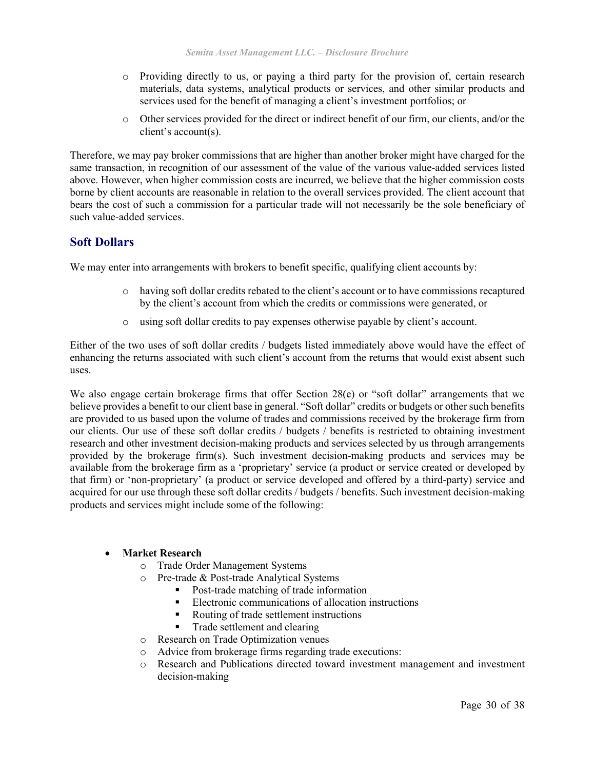- Providing directly to us, or paying a third party for the provision of, certain research materials, data systems, analytical products or services, and other similar products and services used for the benefit of managing a client's investment portfolios; or
- Other services provided for the direct or indirect benefit of our firm, our clients, and/or the client's account(s).

Therefore, we may pay broker commissions that are higher than another broker might have charged for the same transaction, in recognition of our assessment of the value of the various value-added services listed above. However, when higher commission costs are incurred, we believe that the higher commission costs borne by client accounts are reasonable in relation to the overall services provided. The client account that bears the cost of such a commission for a particular trade will not necessarily be the sole beneficiary of such value-added services.

## Soft Dollars

We may enter into arrangements with brokers to benefit specific, qualifying client accounts by:

- having soft dollar credits rebated to the client's account or to have commissions recaptured by the client's account from which the credits or commissions were generated, or
- using soft dollar credits to pay expenses otherwise payable by client's account.

Either of the two uses of soft dollar credits / budgets listed immediately above would have the effect of enhancing the returns associated with such client's account from the returns that would exist absent such uses.

We also engage certain brokerage firms that offer Section 28(e) or "soft dollar" arrangements that we believe provides a benefit to our client base in general. "Soft dollar" credits or budgets or other such benefits are provided to us based upon the volume of trades and commissions received by the brokerage firm from our clients. Our use of these soft dollar credits / budgets / benefits is restricted to obtaining investment research and other investment decision-making products and services selected by us through arrangements provided by the brokerage firm(s). Such investment decision-making products and services may be available from the brokerage firm as a 'proprietary' service (a product or service created or developed by that firm) or 'non-proprietary' (a product or service developed and offered by a third-party) service and acquired for our use through these soft dollar credits / budgets / benefits. Such investment decision-making products and services might include some of the following:

- **Market Research**
  - Trade Order Management Systems
  - Pre-trade & Post-trade Analytical Systems
    - Post-trade matching of trade information
    - Electronic communications of allocation instructions
    - Routing of trade settlement instructions
    - Trade settlement and clearing
  - Research on Trade Optimization venues
  - Advice from brokerage firms regarding trade executions:
  - Research and Publications directed toward investment management and investment decision-making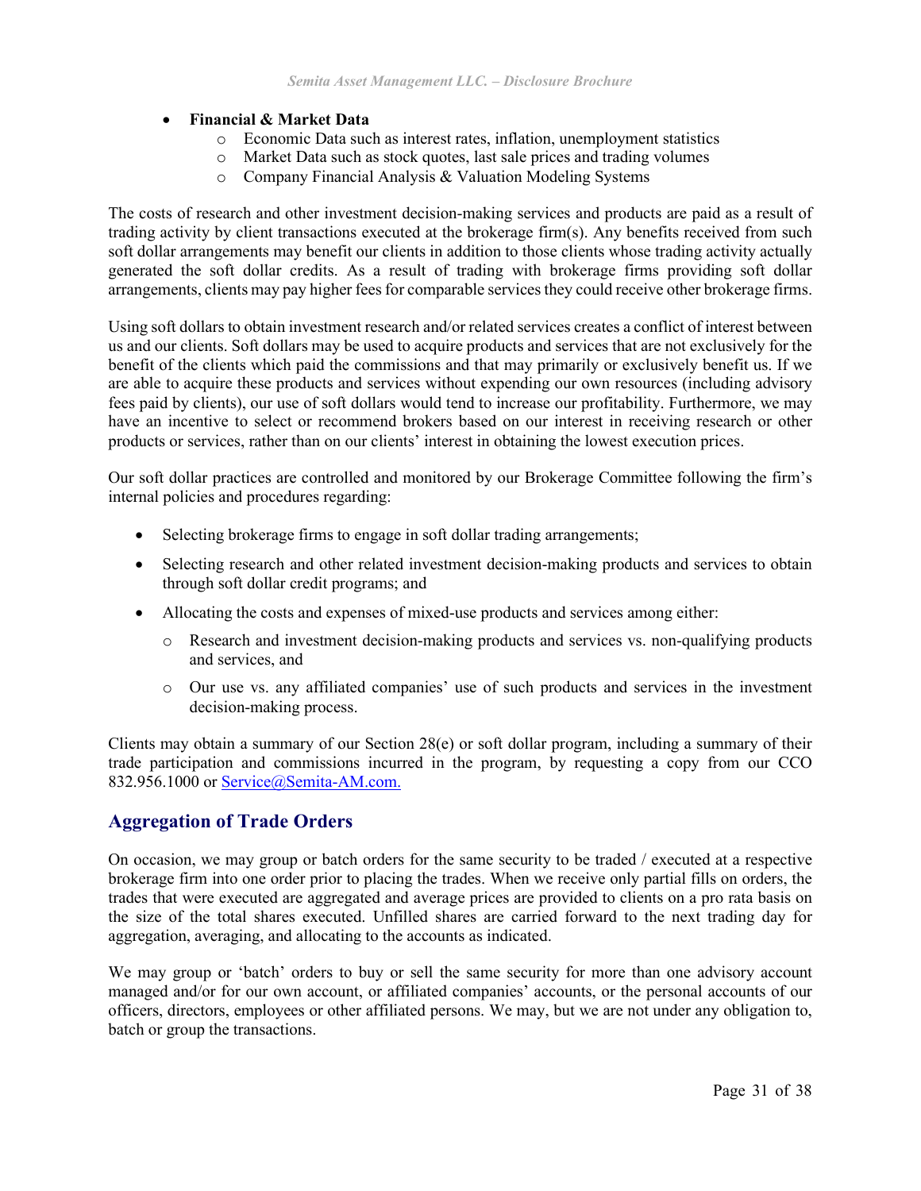- **Financial & Market Data**
  - Economic Data such as interest rates, inflation, unemployment statistics
  - Market Data such as stock quotes, last sale prices and trading volumes
  - Company Financial Analysis & Valuation Modeling Systems

The costs of research and other investment decision-making services and products are paid as a result of trading activity by client transactions executed at the brokerage firm(s). Any benefits received from such soft dollar arrangements may benefit our clients in addition to those clients whose trading activity actually generated the soft dollar credits. As a result of trading with brokerage firms providing soft dollar arrangements, clients may pay higher fees for comparable services they could receive other brokerage firms.

Using soft dollars to obtain investment research and/or related services creates a conflict of interest between us and our clients. Soft dollars may be used to acquire products and services that are not exclusively for the benefit of the clients which paid the commissions and that may primarily or exclusively benefit us. If we are able to acquire these products and services without expending our own resources (including advisory fees paid by clients), our use of soft dollars would tend to increase our profitability. Furthermore, we may have an incentive to select or recommend brokers based on our interest in receiving research or other products or services, rather than on our clients' interest in obtaining the lowest execution prices.

Our soft dollar practices are controlled and monitored by our Brokerage Committee following the firm's internal policies and procedures regarding:

- Selecting brokerage firms to engage in soft dollar trading arrangements;
- Selecting research and other related investment decision-making products and services to obtain through soft dollar credit programs; and
- Allocating the costs and expenses of mixed-use products and services among either:
  - Research and investment decision-making products and services vs. non-qualifying products and services, and
  - Our use vs. any affiliated companies' use of such products and services in the investment decision-making process.

Clients may obtain a summary of our Section 28(e) or soft dollar program, including a summary of their trade participation and commissions incurred in the program, by requesting a copy from our CCO 832.956.1000 or Service@Semita-AM.com.

## Aggregation of Trade Orders

On occasion, we may group or batch orders for the same security to be traded / executed at a respective brokerage firm into one order prior to placing the trades. When we receive only partial fills on orders, the trades that were executed are aggregated and average prices are provided to clients on a pro rata basis on the size of the total shares executed. Unfilled shares are carried forward to the next trading day for aggregation, averaging, and allocating to the accounts as indicated.

We may group or 'batch' orders to buy or sell the same security for more than one advisory account managed and/or for our own account, or affiliated companies' accounts, or the personal accounts of our officers, directors, employees or other affiliated persons. We may, but we are not under any obligation to, batch or group the transactions.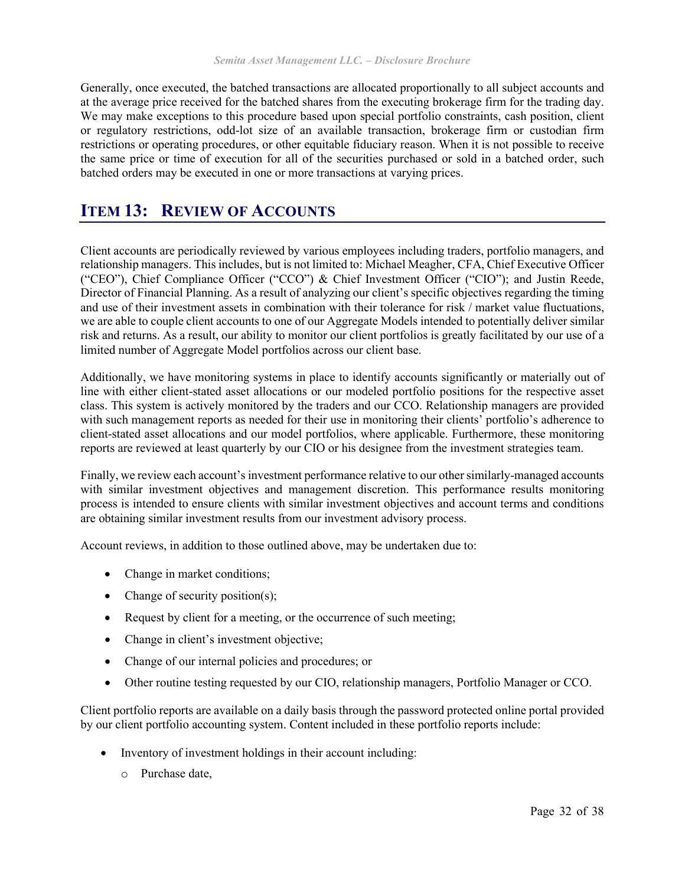Generally, once executed, the batched transactions are allocated proportionally to all subject accounts and at the average price received for the batched shares from the executing brokerage firm for the trading day. We may make exceptions to this procedure based upon special portfolio constraints, cash position, client or regulatory restrictions, odd-lot size of an available transaction, brokerage firm or custodian firm restrictions or operating procedures, or other equitable fiduciary reason. When it is not possible to receive the same price or time of execution for all of the securities purchased or sold in a batched order, such batched orders may be executed in one or more transactions at varying prices.

## ITEM 13: REVIEW OF ACCOUNTS

Client accounts are periodically reviewed by various employees including traders, portfolio managers, and relationship managers. This includes, but is not limited to: Michael Meagher, CFA, Chief Executive Officer ("CEO"), Chief Compliance Officer ("CCO") & Chief Investment Officer ("CIO"); and Justin Reede, Director of Financial Planning. As a result of analyzing our client's specific objectives regarding the timing and use of their investment assets in combination with their tolerance for risk / market value fluctuations, we are able to couple client accounts to one of our Aggregate Models intended to potentially deliver similar risk and returns. As a result, our ability to monitor our client portfolios is greatly facilitated by our use of a limited number of Aggregate Model portfolios across our client base.

Additionally, we have monitoring systems in place to identify accounts significantly or materially out of line with either client-stated asset allocations or our modeled portfolio positions for the respective asset class. This system is actively monitored by the traders and our CCO. Relationship managers are provided with such management reports as needed for their use in monitoring their clients' portfolio's adherence to client-stated asset allocations and our model portfolios, where applicable. Furthermore, these monitoring reports are reviewed at least quarterly by our CIO or his designee from the investment strategies team.

Finally, we review each account's investment performance relative to our other similarly-managed accounts with similar investment objectives and management discretion. This performance results monitoring process is intended to ensure clients with similar investment objectives and account terms and conditions are obtaining similar investment results from our investment advisory process.

Account reviews, in addition to those outlined above, may be undertaken due to:

- Change in market conditions;
- Change of security position(s);
- Request by client for a meeting, or the occurrence of such meeting;
- Change in client's investment objective;
- Change of our internal policies and procedures; or
- Other routine testing requested by our CIO, relationship managers, Portfolio Manager or CCO.

Client portfolio reports are available on a daily basis through the password protected online portal provided by our client portfolio accounting system. Content included in these portfolio reports include:

- Inventory of investment holdings in their account including:
    - Purchase date,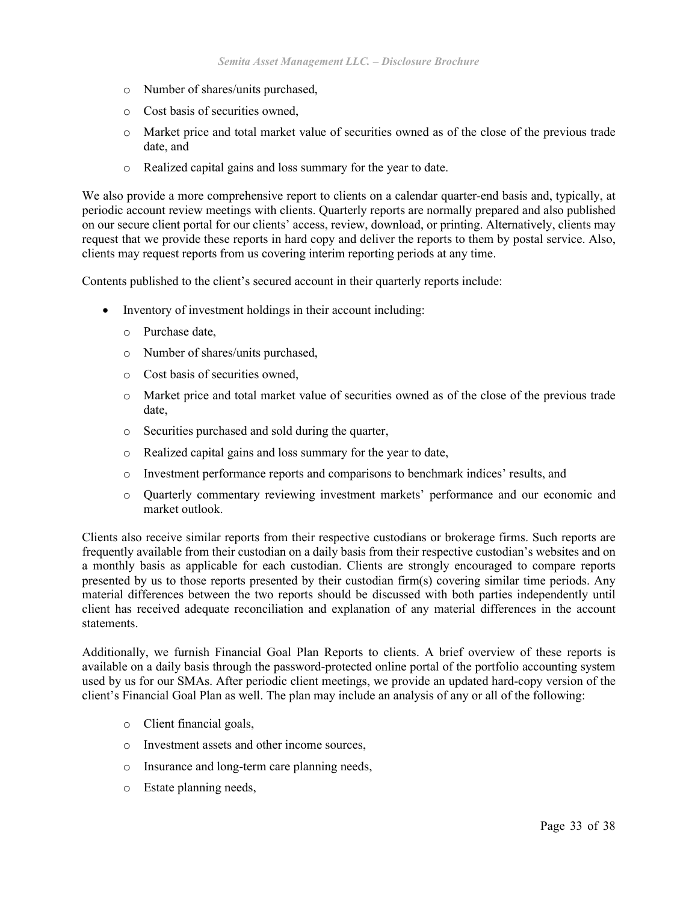- Number of shares/units purchased,
- Cost basis of securities owned,
- Market price and total market value of securities owned as of the close of the previous trade date, and
- Realized capital gains and loss summary for the year to date.

We also provide a more comprehensive report to clients on a calendar quarter-end basis and, typically, at periodic account review meetings with clients. Quarterly reports are normally prepared and also published on our secure client portal for our clients' access, review, download, or printing. Alternatively, clients may request that we provide these reports in hard copy and deliver the reports to them by postal service. Also, clients may request reports from us covering interim reporting periods at any time.

Contents published to the client's secured account in their quarterly reports include:

- Inventory of investment holdings in their account including:
  - Purchase date,
  - Number of shares/units purchased,
  - Cost basis of securities owned,
  - Market price and total market value of securities owned as of the close of the previous trade date,
  - Securities purchased and sold during the quarter,
  - Realized capital gains and loss summary for the year to date,
  - Investment performance reports and comparisons to benchmark indices' results, and
  - Quarterly commentary reviewing investment markets' performance and our economic and market outlook.

Clients also receive similar reports from their respective custodians or brokerage firms. Such reports are frequently available from their custodian on a daily basis from their respective custodian's websites and on a monthly basis as applicable for each custodian. Clients are strongly encouraged to compare reports presented by us to those reports presented by their custodian firm(s) covering similar time periods. Any material differences between the two reports should be discussed with both parties independently until client has received adequate reconciliation and explanation of any material differences in the account statements.

Additionally, we furnish Financial Goal Plan Reports to clients. A brief overview of these reports is available on a daily basis through the password-protected online portal of the portfolio accounting system used by us for our SMAs. After periodic client meetings, we provide an updated hard-copy version of the client's Financial Goal Plan as well. The plan may include an analysis of any or all of the following:

- Client financial goals,
- Investment assets and other income sources,
- Insurance and long-term care planning needs,
- Estate planning needs,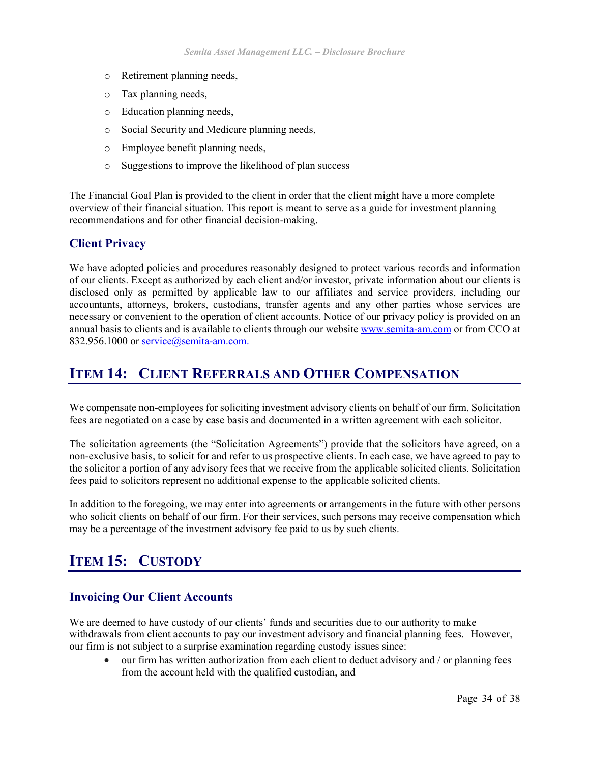- Retirement planning needs,
- Tax planning needs,
- Education planning needs,
- Social Security and Medicare planning needs,
- Employee benefit planning needs,
- Suggestions to improve the likelihood of plan success

The Financial Goal Plan is provided to the client in order that the client might have a more complete overview of their financial situation. This report is meant to serve as a guide for investment planning recommendations and for other financial decision-making.

### Client Privacy

We have adopted policies and procedures reasonably designed to protect various records and information of our clients. Except as authorized by each client and/or investor, private information about our clients is disclosed only as permitted by applicable law to our affiliates and service providers, including our accountants, attorneys, brokers, custodians, transfer agents and any other parties whose services are necessary or convenient to the operation of client accounts. Notice of our privacy policy is provided on an annual basis to clients and is available to clients through our website [www.semita-am.com](http://www.semita-am.com) or from CCO at 832.956.1000 or [service@semita-am.com.](mailto:service@semita-am.com)

## ITEM 14: CLIENT REFERRALS AND OTHER COMPENSATION

We compensate non-employees for soliciting investment advisory clients on behalf of our firm. Solicitation fees are negotiated on a case by case basis and documented in a written agreement with each solicitor.

The solicitation agreements (the "Solicitation Agreements") provide that the solicitors have agreed, on a non-exclusive basis, to solicit for and refer to us prospective clients. In each case, we have agreed to pay to the solicitor a portion of any advisory fees that we receive from the applicable solicited clients. Solicitation fees paid to solicitors represent no additional expense to the applicable solicited clients.

In addition to the foregoing, we may enter into agreements or arrangements in the future with other persons who solicit clients on behalf of our firm. For their services, such persons may receive compensation which may be a percentage of the investment advisory fee paid to us by such clients.

## ITEM 15: CUSTODY

### Invoicing Our Client Accounts

We are deemed to have custody of our clients' funds and securities due to our authority to make withdrawals from client accounts to pay our investment advisory and financial planning fees. However, our firm is not subject to a surprise examination regarding custody issues since:

- our firm has written authorization from each client to deduct advisory and / or planning fees from the account held with the qualified custodian, and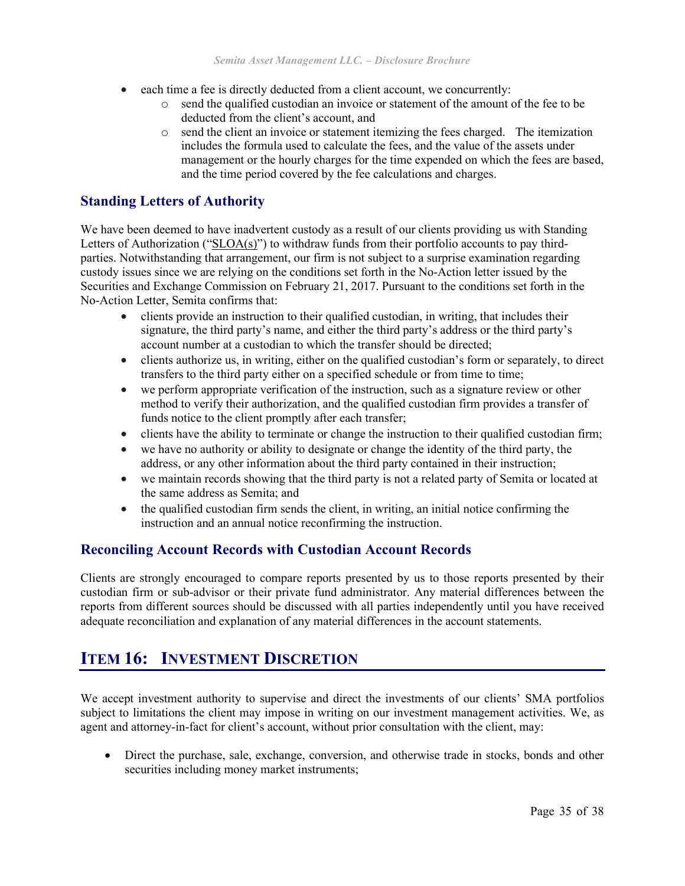- each time a fee is directly deducted from a client account, we concurrently:
    - send the qualified custodian an invoice or statement of the amount of the fee to be deducted from the client's account, and
    - send the client an invoice or statement itemizing the fees charged. The itemization includes the formula used to calculate the fees, and the value of the assets under management or the hourly charges for the time expended on which the fees are based, and the time period covered by the fee calculations and charges.

## Standing Letters of Authority

We have been deemed to have inadvertent custody as a result of our clients providing us with Standing Letters of Authorization ("SLOA(s)") to withdraw funds from their portfolio accounts to pay third-parties. Notwithstanding that arrangement, our firm is not subject to a surprise examination regarding custody issues since we are relying on the conditions set forth in the No-Action letter issued by the Securities and Exchange Commission on February 21, 2017. Pursuant to the conditions set forth in the No-Action Letter, Semita confirms that:

- clients provide an instruction to their qualified custodian, in writing, that includes their signature, the third party's name, and either the third party's address or the third party's account number at a custodian to which the transfer should be directed;
- clients authorize us, in writing, either on the qualified custodian's form or separately, to direct transfers to the third party either on a specified schedule or from time to time;
- we perform appropriate verification of the instruction, such as a signature review or other method to verify their authorization, and the qualified custodian firm provides a transfer of funds notice to the client promptly after each transfer;
- clients have the ability to terminate or change the instruction to their qualified custodian firm;
- we have no authority or ability to designate or change the identity of the third party, the address, or any other information about the third party contained in their instruction;
- we maintain records showing that the third party is not a related party of Semita or located at the same address as Semita; and
- the qualified custodian firm sends the client, in writing, an initial notice confirming the instruction and an annual notice reconfirming the instruction.

## Reconciling Account Records with Custodian Account Records

Clients are strongly encouraged to compare reports presented by us to those reports presented by their custodian firm or sub-advisor or their private fund administrator. Any material differences between the reports from different sources should be discussed with all parties independently until you have received adequate reconciliation and explanation of any material differences in the account statements.

# ITEM 16: INVESTMENT DISCRETION

We accept investment authority to supervise and direct the investments of our clients' SMA portfolios subject to limitations the client may impose in writing on our investment management activities. We, as agent and attorney-in-fact for client's account, without prior consultation with the client, may:

- Direct the purchase, sale, exchange, conversion, and otherwise trade in stocks, bonds and other securities including money market instruments;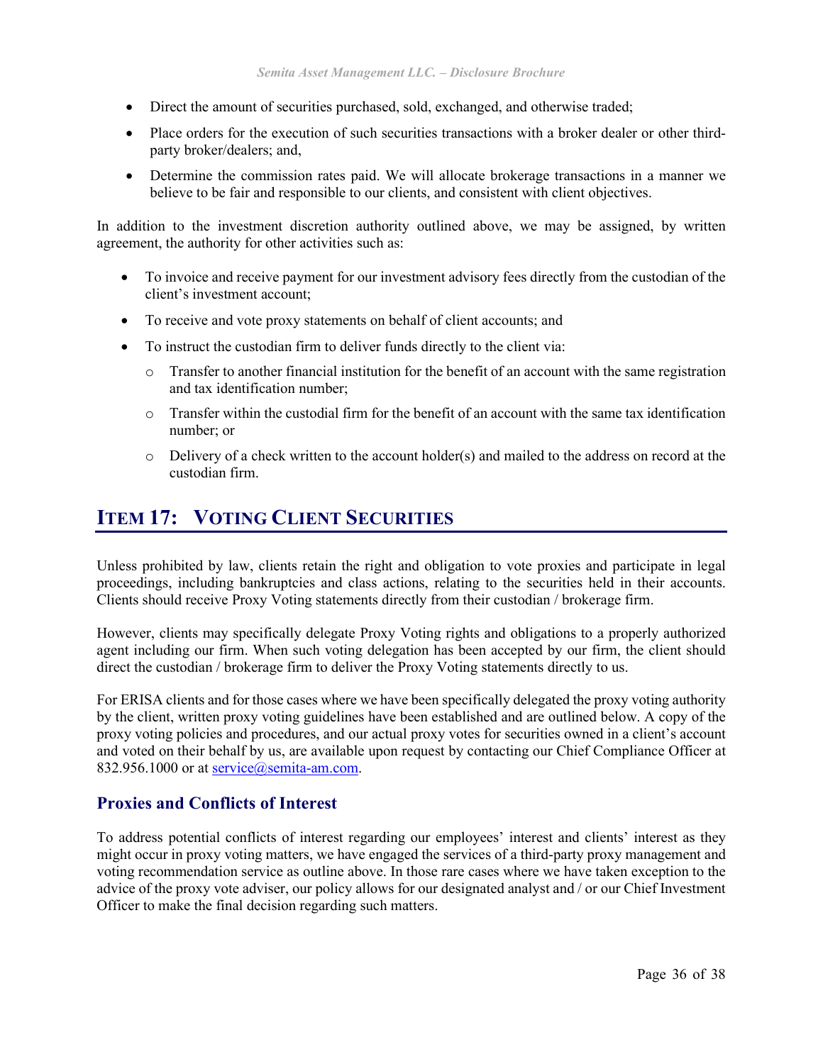- Direct the amount of securities purchased, sold, exchanged, and otherwise traded;
- Place orders for the execution of such securities transactions with a broker dealer or other third-party broker/dealers; and,
- Determine the commission rates paid. We will allocate brokerage transactions in a manner we believe to be fair and responsible to our clients, and consistent with client objectives.

In addition to the investment discretion authority outlined above, we may be assigned, by written agreement, the authority for other activities such as:

- To invoice and receive payment for our investment advisory fees directly from the custodian of the client's investment account;
- To receive and vote proxy statements on behalf of client accounts; and
- To instruct the custodian firm to deliver funds directly to the client via:
  - Transfer to another financial institution for the benefit of an account with the same registration and tax identification number;
  - Transfer within the custodial firm for the benefit of an account with the same tax identification number; or
  - Delivery of a check written to the account holder(s) and mailed to the address on record at the custodian firm.

# ITEM 17: VOTING CLIENT SECURITIES

Unless prohibited by law, clients retain the right and obligation to vote proxies and participate in legal proceedings, including bankruptcies and class actions, relating to the securities held in their accounts. Clients should receive Proxy Voting statements directly from their custodian / brokerage firm.

However, clients may specifically delegate Proxy Voting rights and obligations to a properly authorized agent including our firm. When such voting delegation has been accepted by our firm, the client should direct the custodian / brokerage firm to deliver the Proxy Voting statements directly to us.

For ERISA clients and for those cases where we have been specifically delegated the proxy voting authority by the client, written proxy voting guidelines have been established and are outlined below. A copy of the proxy voting policies and procedures, and our actual proxy votes for securities owned in a client's account and voted on their behalf by us, are available upon request by contacting our Chief Compliance Officer at 832.956.1000 or at service@semita-am.com.

## Proxies and Conflicts of Interest

To address potential conflicts of interest regarding our employees' interest and clients' interest as they might occur in proxy voting matters, we have engaged the services of a third-party proxy management and voting recommendation service as outline above. In those rare cases where we have taken exception to the advice of the proxy vote adviser, our policy allows for our designated analyst and / or our Chief Investment Officer to make the final decision regarding such matters.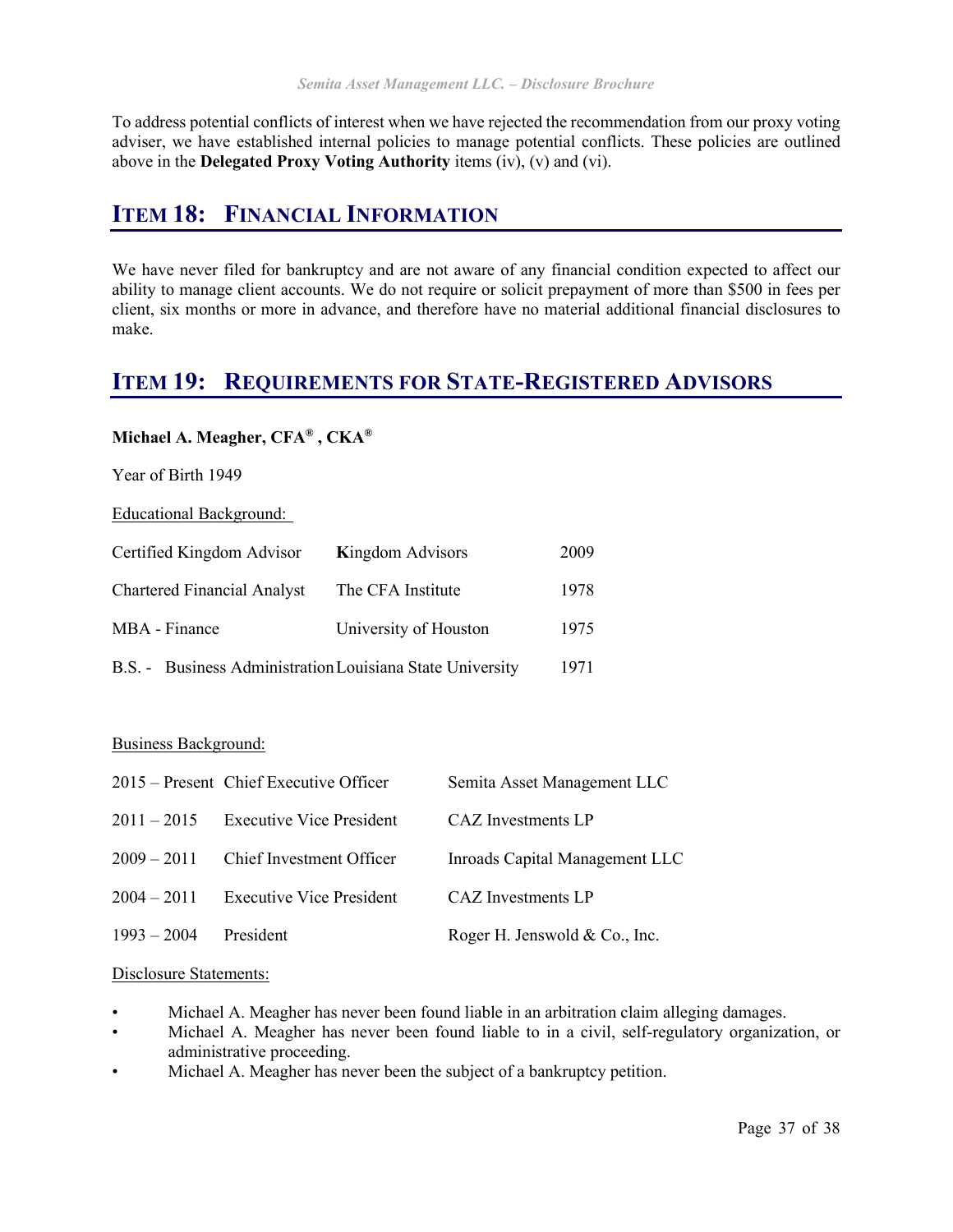To address potential conflicts of interest when we have rejected the recommendation from our proxy voting adviser, we have established internal policies to manage potential conflicts. These policies are outlined above in the **Delegated Proxy Voting Authority** items (iv), (v) and (vi).

## ITEM 18: FINANCIAL INFORMATION

We have never filed for bankruptcy and are not aware of any financial condition expected to affect our ability to manage client accounts. We do not require or solicit prepayment of more than $500 in fees per client, six months or more in advance, and therefore have no material additional financial disclosures to make.

## ITEM 19: REQUIREMENTS FOR STATE-REGISTERED ADVISORS

**Michael A. Meagher, CFA®, CKA®**

Year of Birth 1949

Educational Background:

| | | |
|---|---|---|
| Certified Kingdom Advisor | **K**ingdom Advisors | 2009 |
| Chartered Financial Analyst | The CFA Institute | 1978 |
| MBA - Finance | University of Houston | 1975 |
| B.S. - Business Administration | Louisiana State University | 1971 |

Business Background:

| | | |
|---|---|---|
| 2015 – Present | Chief Executive Officer | Semita Asset Management LLC |
| 2011 – 2015 | Executive Vice President | CAZ Investments LP |
| 2009 – 2011 | Chief Investment Officer | Inroads Capital Management LLC |
| 2004 – 2011 | Executive Vice President | CAZ Investments LP |
| 1993 – 2004 | President | Roger H. Jenswold & Co., Inc. |

Disclosure Statements:

- Michael A. Meagher has never been found liable in an arbitration claim alleging damages.
- Michael A. Meagher has never been found liable to in a civil, self-regulatory organization, or administrative proceeding.
- Michael A. Meagher has never been the subject of a bankruptcy petition.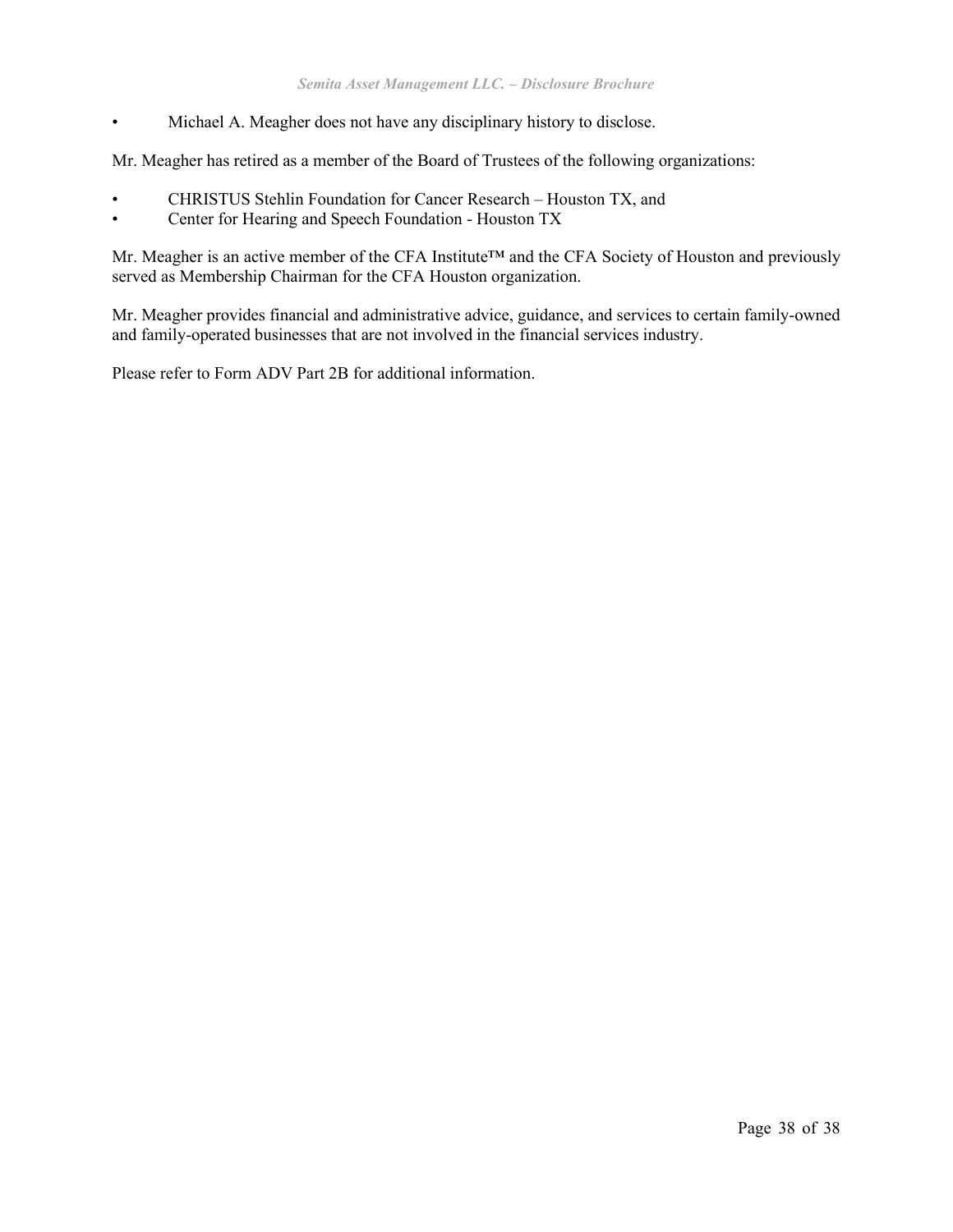- Michael A. Meagher does not have any disciplinary history to disclose.

Mr. Meagher has retired as a member of the Board of Trustees of the following organizations:

- CHRISTUS Stehlin Foundation for Cancer Research – Houston TX, and
- Center for Hearing and Speech Foundation - Houston TX

Mr. Meagher is an active member of the CFA Institute™ and the CFA Society of Houston and previously served as Membership Chairman for the CFA Houston organization.

Mr. Meagher provides financial and administrative advice, guidance, and services to certain family-owned and family-operated businesses that are not involved in the financial services industry.

Please refer to Form ADV Part 2B for additional information.